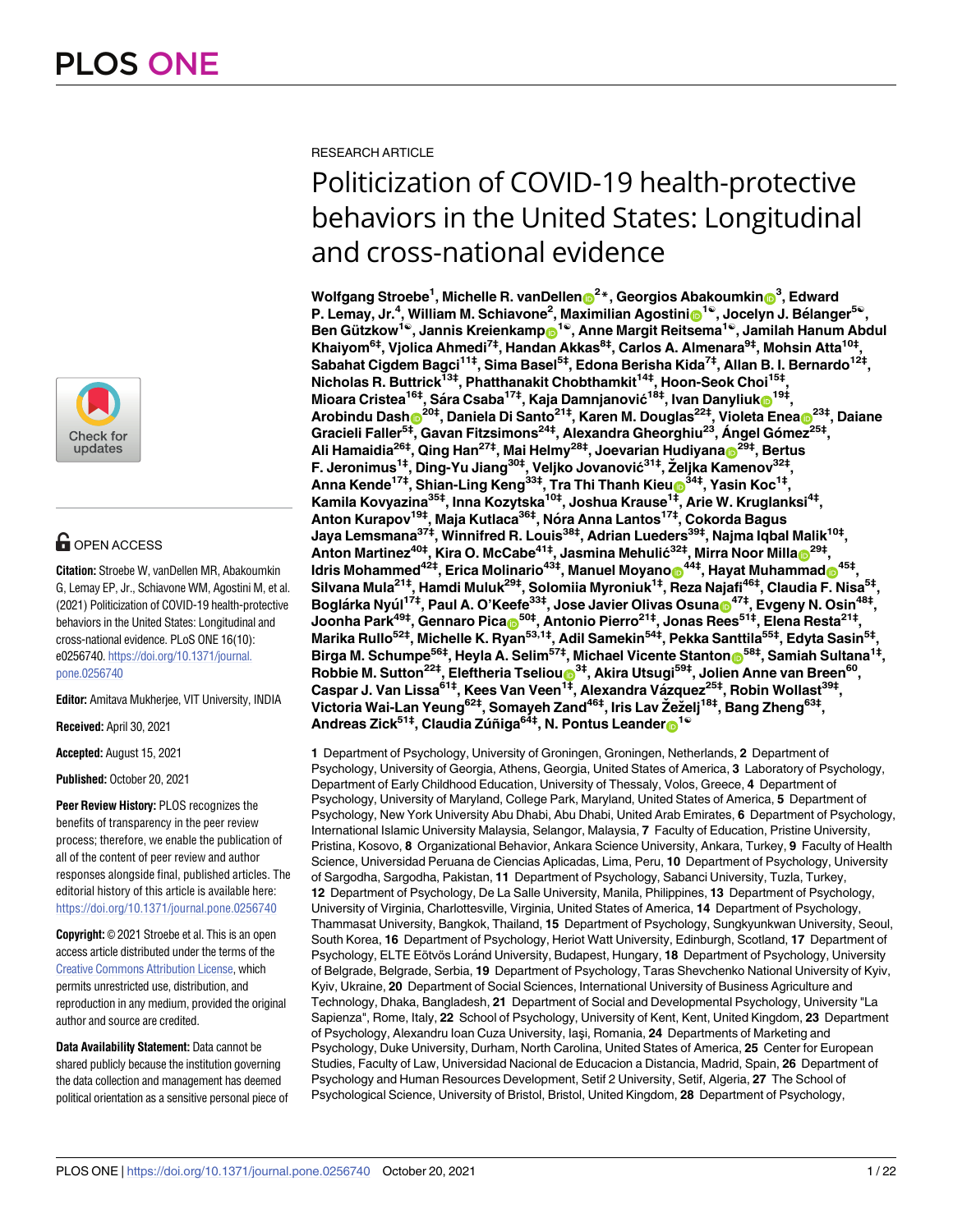RESEARCH ARTICLE

# Politicization of COVID-19 health-protective behaviors in the United States: Longitudinal and cross-national evidence

**Wolfgang Stroebe[1], Michelle R. vanDellen[2]*, Georgios Abakoumkin[3], Edward P. Lemay, Jr.[4], William M. Schiavone[2], Maximilian Agostini[1☯], Jocelyn J. Bélanger[5☯], Ben Gützkow[1☯], Jannis Kreienkamp[1☯], Anne Margit Reitsema[1☯], Jamilah Hanum Abdul Khaiyom[6‡], Vjolica Ahmedi[7‡], Handan Akkas[8‡], Carlos A. Almenara[9‡], Mohsin Atta[10‡], Sabahat Cigdem Bagci[11‡], Sima Basel[5‡], Edona Berisha Kida[7‡], Allan B. I. Bernardo[12‡], Nicholas R. Buttrick[13‡], Phatthanakit Chobthamkit[14‡], Hoon-Seok Choi[15‡], Mioara Cristea[16‡], Sára Csaba[17‡], Kaja Damnjanović[18‡], Ivan Danyliuk[19‡], Arobindu Dash[20‡], Daniela Di Santo[21‡], Karen M. Douglas[22‡], Violeta Enea[23‡], Daiane Gracieli Faller[5‡], Gavan Fitzsimons[24‡], Alexandra Gheorghiu[23], Ángel Gómez[25‡], Ali Hamaidia[26‡], Qing Han[27‡], Mai Helmy[28‡], Joevarian Hudiyana[29‡], Bertus F. Jeronimus[1‡], Ding-Yu Jiang[30‡], Veljko Jovanović[31‡], Željka Kamenov[32‡], Anna Kende[17‡], Shian-Ling Keng[33‡], Tra Thi Thanh Kieu[34‡], Yasin Koc[1‡], Kamila Kovyazina[35‡], Inna Kozytska[10‡], Joshua Krause[1‡], Arie W. Kruglanski[4‡], Anton Kurapov[19‡], Maja Kutlaca[36‡], Nóra Anna Lantos[17‡], Cokorda Bagus Jaya Lemsmana[37‡], Winnifred R. Louis[38‡], Adrian Lueders[39‡], Najma Iqbal Malik[10‡], Anton Martinez[40‡], Kira O. McCabe[41‡], Jasmina Mehulić[32‡], Mirra Noor Milla[29‡], Idris Mohammed[42‡], Erica Molinario[43‡], Manuel Moyano[44‡], Hayat Muhammad[45‡], Silvana Mula[21‡], Hamdi Muluk[29‡], Solomiia Myroniuk[1‡], Reza Najafi[46‡], Claudia F. Nisa[5‡], Boglárka Nyúl[17‡], Paul A. O'Keefe[33‡], Jose Javier Olivas Osuna[47‡], Evgeny N. Osin[48‡], Joonha Park[49‡], Gennaro Pica[50‡], Antonio Pierro[21‡], Jonas Rees[51‡], Elena Resta[21‡], Marika Rullo[52‡], Michelle K. Ryan[53,1‡], Adil Samekin[54‡], Pekka Santtila[55‡], Edyta Sasin[5‡], Birga M. Schumpe[56‡], Heyla A. Selim[57‡], Michael Vicente Stanton[58‡], Samiah Sultana[1‡], Robbie M. Sutton[22‡], Eleftheria Tseliou[3‡], Akira Utsugi[59‡], Jolien Anne van Breen[60], Caspar J. Van Lissa[61‡], Kees Van Veen[1‡], Alexandra Vázquez[25‡], Robin Wollast[39‡], Victoria Wai-Lan Yeung[62‡], Somayeh Zand[46‡], Iris Lav Žeželj[18‡], Bang Zheng[63‡], Andreas Zick[51‡], Claudia Zúñiga[64‡], N. Pontus Leander[1☯]**

**1** Department of Psychology, University of Groningen, Groningen, Netherlands, **2** Department of Psychology, University of Georgia, Athens, Georgia, United States of America, **3** Laboratory of Psychology, Department of Early Childhood Education, University of Thessaly, Volos, Greece, **4** Department of Psychology, University of Maryland, College Park, Maryland, United States of America, **5** Department of Psychology, New York University Abu Dhabi, Abu Dhabi, United Arab Emirates, **6** Department of Psychology, International Islamic University Malaysia, Selangor, Malaysia, **7** Faculty of Education, Pristine University, Pristina, Kosovo, **8** Organizational Behavior, Ankara Science University, Ankara, Turkey, **9** Faculty of Health Science, Universidad Peruana de Ciencias Aplicadas, Lima, Peru, **10** Department of Psychology, University of Sargodha, Sargodha, Pakistan, **11** Department of Psychology, Sabanci University, Tuzla, Turkey, **12** Department of Psychology, De La Salle University, Manila, Philippines, **13** Department of Psychology, University of Virginia, Charlottesville, Virginia, United States of America, **14** Department of Psychology, Thammasat University, Bangkok, Thailand, **15** Department of Psychology, Sungkyunkwan University, Seoul, South Korea, **16** Department of Psychology, Heriot Watt University, Edinburgh, Scotland, **17** Department of Psychology, ELTE Eötvös Loránd University, Budapest, Hungary, **18** Department of Psychology, University of Belgrade, Belgrade, Serbia, **19** Department of Psychology, Taras Shevchenko National University of Kyiv, Kyiv, Ukraine, **20** Department of Social Sciences, International University of Business Agriculture and Technology, Dhaka, Bangladesh, **21** Department of Social and Developmental Psychology, University "La Sapienza", Rome, Italy, **22** School of Psychology, University of Kent, Kent, United Kingdom, **23** Department of Psychology, Alexandru Ioan Cuza University, Iaşi, Romania, **24** Departments of Marketing and Psychology, Duke University, Durham, North Carolina, United States of America, **25** Center for European Studies, Faculty of Law, Universidad Nacional de Educacion a Distancia, Madrid, Spain, **26** Department of Psychology and Human Resources Development, Setif 2 University, Setif, Algeria, **27** The School of Psychological Science, University of Bristol, Bristol, United Kingdom, **28** Department of Psychology,

OPEN ACCESS

**Citation:** Stroebe W, vanDellen MR, Abakoumkin G, Lemay EP, Jr., Schiavone WM, Agostini M, et al. (2021) Politicization of COVID-19 health-protective behaviors in the United States: Longitudinal and cross-national evidence. PLoS ONE 16(10): e0256740. https://doi.org/10.1371/journal.pone.0256740

**Editor:** Amitava Mukherjee, VIT University, INDIA

**Received:** April 30, 2021

**Accepted:** August 15, 2021

**Published:** October 20, 2021

**Peer Review History:** PLOS recognizes the benefits of transparency in the peer review process; therefore, we enable the publication of all of the content of peer review and author responses alongside final, published articles. The editorial history of this article is available here: https://doi.org/10.1371/journal.pone.0256740

**Copyright:** © 2021 Stroebe et al. This is an open access article distributed under the terms of the Creative Commons Attribution License, which permits unrestricted use, distribution, and reproduction in any medium, provided the original author and source are credited.

**Data Availability Statement:** Data cannot be shared publicly because the institution governing the data collection and management has deemed political orientation as a sensitive personal piece of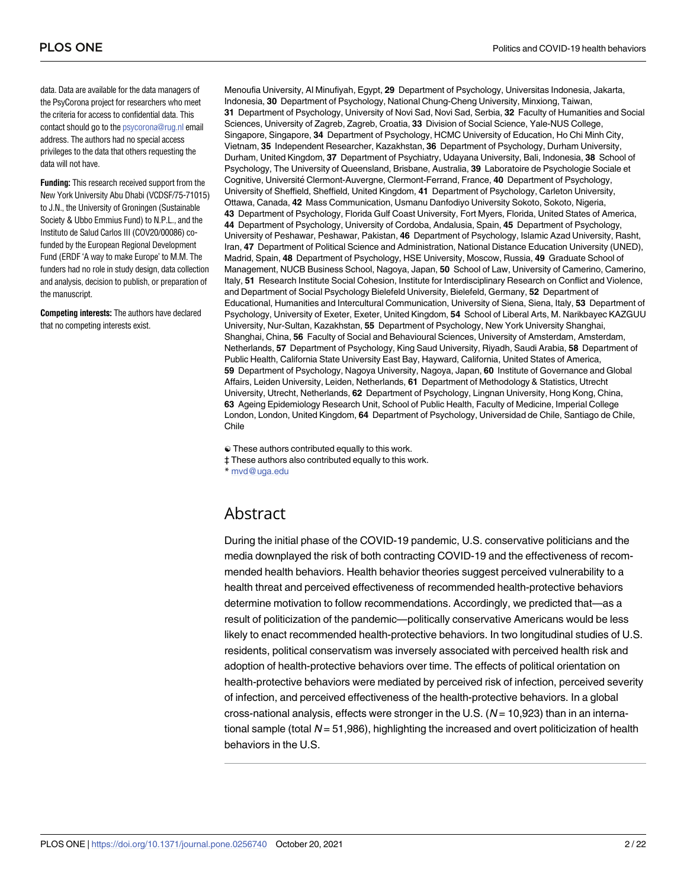data. Data are available for the data managers of the PsyCorona project for researchers who meet the criteria for access to confidential data. This contact should go to the psycorona@rug.nl email address. The authors had no special access privileges to the data that others requesting the data will not have.

**Funding:** This research received support from the New York University Abu Dhabi (VCDSF/75-71015) to J.N., the University of Groningen (Sustainable Society & Ubbo Emmius Fund) to N.P.L., and the Instituto de Salud Carlos III (COV20/00086) co-funded by the European Regional Development Fund (ERDF 'A way to make Europe' to M.M. The funders had no role in study design, data collection and analysis, decision to publish, or preparation of the manuscript.

**Competing interests:** The authors have declared that no competing interests exist.

Menoufia University, Al Minufiyah, Egypt, **29** Department of Psychology, Universitas Indonesia, Jakarta, Indonesia, **30** Department of Psychology, National Chung-Cheng University, Minxiong, Taiwan, **31** Department of Psychology, University of Novi Sad, Novi Sad, Serbia, **32** Faculty of Humanities and Social Sciences, University of Zagreb, Zagreb, Croatia, **33** Division of Social Science, Yale-NUS College, Singapore, Singapore, **34** Department of Psychology, HCMC University of Education, Ho Chi Minh City, Vietnam, **35** Independent Researcher, Kazakhstan, **36** Department of Psychology, Durham University, Durham, United Kingdom, **37** Department of Psychiatry, Udayana University, Bali, Indonesia, **38** School of Psychology, The University of Queensland, Brisbane, Australia, **39** Laboratoire de Psychologie Sociale et Cognitive, Université Clermont-Auvergne, Clermont-Ferrand, France, **40** Department of Psychology, University of Sheffield, Sheffield, United Kingdom, **41** Department of Psychology, Carleton University, Ottawa, Canada, **42** Mass Communication, Usmanu Danfodiyo University Sokoto, Sokoto, Nigeria, **43** Department of Psychology, Florida Gulf Coast University, Fort Myers, Florida, United States of America, **44** Department of Psychology, University of Cordoba, Andalusia, Spain, **45** Department of Psychology, University of Peshawar, Peshawar, Pakistan, **46** Department of Psychology, Islamic Azad University, Rasht, Iran, **47** Department of Political Science and Administration, National Distance Education University (UNED), Madrid, Spain, **48** Department of Psychology, HSE University, Moscow, Russia, **49** Graduate School of Management, NUCB Business School, Nagoya, Japan, **50** School of Law, University of Camerino, Camerino, Italy, **51** Research Institute Social Cohesion, Institute for Interdisciplinary Research on Conflict and Violence, and Department of Social Psychology Bielefeld University, Bielefeld, Germany, **52** Department of Educational, Humanities and Intercultural Communication, University of Siena, Siena, Italy, **53** Department of Psychology, University of Exeter, Exeter, United Kingdom, **54** School of Liberal Arts, M. Narikbayec KAZGUU University, Nur-Sultan, Kazakhstan, **55** Department of Psychology, New York University Shanghai, Shanghai, China, **56** Faculty of Social and Behavioural Sciences, University of Amsterdam, Amsterdam, Netherlands, **57** Department of Psychology, King Saud University, Riyadh, Saudi Arabia, **58** Department of Public Health, California State University East Bay, Hayward, California, United States of America, **59** Department of Psychology, Nagoya University, Nagoya, Japan, **60** Institute of Governance and Global Affairs, Leiden University, Leiden, Netherlands, **61** Department of Methodology & Statistics, Utrecht University, Utrecht, Netherlands, **62** Department of Psychology, Lingnan University, Hong Kong, China, **63** Ageing Epidemiology Research Unit, School of Public Health, Faculty of Medicine, Imperial College London, London, United Kingdom, **64** Department of Psychology, Universidad de Chile, Santiago de Chile, Chile

☯ These authors contributed equally to this work.

‡ These authors also contributed equally to this work.

\* mvd@uga.edu

# Abstract

During the initial phase of the COVID-19 pandemic, U.S. conservative politicians and the media downplayed the risk of both contracting COVID-19 and the effectiveness of recommended health behaviors. Health behavior theories suggest perceived vulnerability to a health threat and perceived effectiveness of recommended health-protective behaviors determine motivation to follow recommendations. Accordingly, we predicted that—as a result of politicization of the pandemic—politically conservative Americans would be less likely to enact recommended health-protective behaviors. In two longitudinal studies of U.S. residents, political conservatism was inversely associated with perceived health risk and adoption of health-protective behaviors over time. The effects of political orientation on health-protective behaviors were mediated by perceived risk of infection, perceived severity of infection, and perceived effectiveness of the health-protective behaviors. In a global cross-national analysis, effects were stronger in the U.S. ($N = 10{,}923$) than in an international sample (total $N = 51{,}986$), highlighting the increased and overt politicization of health behaviors in the U.S.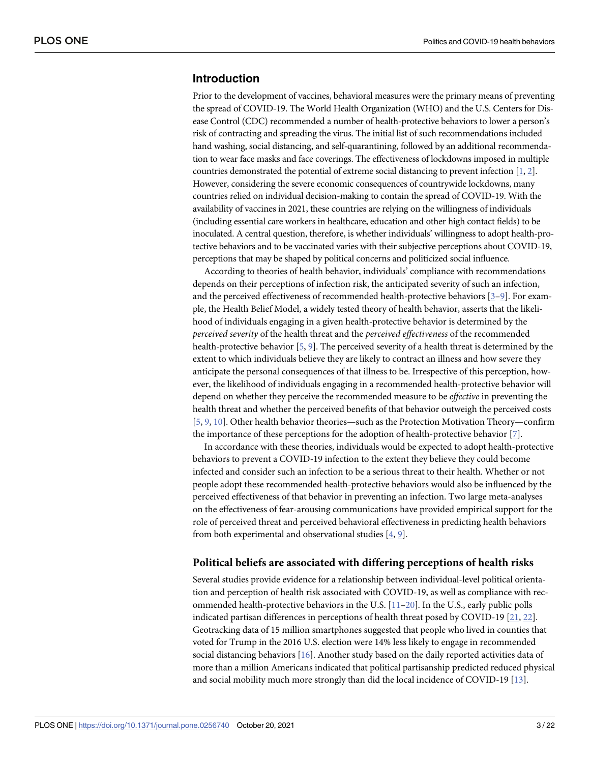## Introduction

Prior to the development of vaccines, behavioral measures were the primary means of preventing the spread of COVID-19. The World Health Organization (WHO) and the U.S. Centers for Disease Control (CDC) recommended a number of health-protective behaviors to lower a person's risk of contracting and spreading the virus. The initial list of such recommendations included hand washing, social distancing, and self-quarantining, followed by an additional recommendation to wear face masks and face coverings. The effectiveness of lockdowns imposed in multiple countries demonstrated the potential of extreme social distancing to prevent infection [1, 2]. However, considering the severe economic consequences of countrywide lockdowns, many countries relied on individual decision-making to contain the spread of COVID-19. With the availability of vaccines in 2021, these countries are relying on the willingness of individuals (including essential care workers in healthcare, education and other high contact fields) to be inoculated. A central question, therefore, is whether individuals' willingness to adopt health-protective behaviors and to be vaccinated varies with their subjective perceptions about COVID-19, perceptions that may be shaped by political concerns and politicized social influence.

According to theories of health behavior, individuals' compliance with recommendations depends on their perceptions of infection risk, the anticipated severity of such an infection, and the perceived effectiveness of recommended health-protective behaviors [3–9]. For example, the Health Belief Model, a widely tested theory of health behavior, asserts that the likelihood of individuals engaging in a given health-protective behavior is determined by the *perceived severity* of the health threat and the *perceived effectiveness* of the recommended health-protective behavior [5, 9]. The perceived severity of a health threat is determined by the extent to which individuals believe they are likely to contract an illness and how severe they anticipate the personal consequences of that illness to be. Irrespective of this perception, however, the likelihood of individuals engaging in a recommended health-protective behavior will depend on whether they perceive the recommended measure to be *effective* in preventing the health threat and whether the perceived benefits of that behavior outweigh the perceived costs [5, 9, 10]. Other health behavior theories—such as the Protection Motivation Theory—confirm the importance of these perceptions for the adoption of health-protective behavior [7].

In accordance with these theories, individuals would be expected to adopt health-protective behaviors to prevent a COVID-19 infection to the extent they believe they could become infected and consider such an infection to be a serious threat to their health. Whether or not people adopt these recommended health-protective behaviors would also be influenced by the perceived effectiveness of that behavior in preventing an infection. Two large meta-analyses on the effectiveness of fear-arousing communications have provided empirical support for the role of perceived threat and perceived behavioral effectiveness in predicting health behaviors from both experimental and observational studies [4, 9].

### Political beliefs are associated with differing perceptions of health risks

Several studies provide evidence for a relationship between individual-level political orientation and perception of health risk associated with COVID-19, as well as compliance with recommended health-protective behaviors in the U.S. [11–20]. In the U.S., early public polls indicated partisan differences in perceptions of health threat posed by COVID-19 [21, 22]. Geotracking data of 15 million smartphones suggested that people who lived in counties that voted for Trump in the 2016 U.S. election were 14% less likely to engage in recommended social distancing behaviors [16]. Another study based on the daily reported activities data of more than a million Americans indicated that political partisanship predicted reduced physical and social mobility much more strongly than did the local incidence of COVID-19 [13].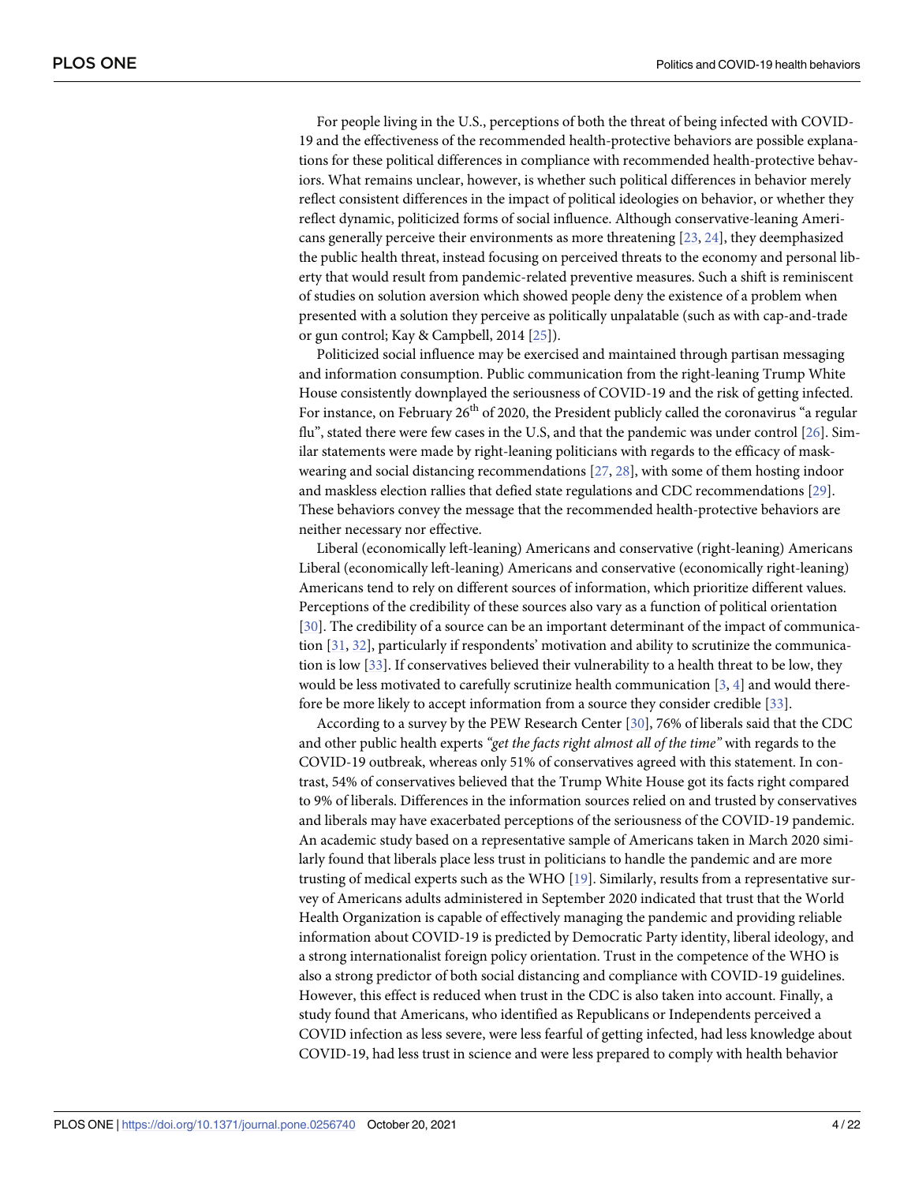For people living in the U.S., perceptions of both the threat of being infected with COVID-19 and the effectiveness of the recommended health-protective behaviors are possible explanations for these political differences in compliance with recommended health-protective behaviors. What remains unclear, however, is whether such political differences in behavior merely reflect consistent differences in the impact of political ideologies on behavior, or whether they reflect dynamic, politicized forms of social influence. Although conservative-leaning Americans generally perceive their environments as more threatening [23, 24], they deemphasized the public health threat, instead focusing on perceived threats to the economy and personal liberty that would result from pandemic-related preventive measures. Such a shift is reminiscent of studies on solution aversion which showed people deny the existence of a problem when presented with a solution they perceive as politically unpalatable (such as with cap-and-trade or gun control; Kay & Campbell, 2014 [25]).

Politicized social influence may be exercised and maintained through partisan messaging and information consumption. Public communication from the right-leaning Trump White House consistently downplayed the seriousness of COVID-19 and the risk of getting infected. For instance, on February 26th of 2020, the President publicly called the coronavirus "a regular flu", stated there were few cases in the U.S, and that the pandemic was under control [26]. Similar statements were made by right-leaning politicians with regards to the efficacy of mask-wearing and social distancing recommendations [27, 28], with some of them hosting indoor and maskless election rallies that defied state regulations and CDC recommendations [29]. These behaviors convey the message that the recommended health-protective behaviors are neither necessary nor effective.

Liberal (economically left-leaning) Americans and conservative (right-leaning) Americans Liberal (economically left-leaning) Americans and conservative (economically right-leaning) Americans tend to rely on different sources of information, which prioritize different values. Perceptions of the credibility of these sources also vary as a function of political orientation [30]. The credibility of a source can be an important determinant of the impact of communication [31, 32], particularly if respondents' motivation and ability to scrutinize the communication is low [33]. If conservatives believed their vulnerability to a health threat to be low, they would be less motivated to carefully scrutinize health communication [3, 4] and would therefore be more likely to accept information from a source they consider credible [33].

According to a survey by the PEW Research Center [30], 76% of liberals said that the CDC and other public health experts *"get the facts right almost all of the time"* with regards to the COVID-19 outbreak, whereas only 51% of conservatives agreed with this statement. In contrast, 54% of conservatives believed that the Trump White House got its facts right compared to 9% of liberals. Differences in the information sources relied on and trusted by conservatives and liberals may have exacerbated perceptions of the seriousness of the COVID-19 pandemic. An academic study based on a representative sample of Americans taken in March 2020 similarly found that liberals place less trust in politicians to handle the pandemic and are more trusting of medical experts such as the WHO [19]. Similarly, results from a representative survey of Americans adults administered in September 2020 indicated that trust that the World Health Organization is capable of effectively managing the pandemic and providing reliable information about COVID-19 is predicted by Democratic Party identity, liberal ideology, and a strong internationalist foreign policy orientation. Trust in the competence of the WHO is also a strong predictor of both social distancing and compliance with COVID-19 guidelines. However, this effect is reduced when trust in the CDC is also taken into account. Finally, a study found that Americans, who identified as Republicans or Independents perceived a COVID infection as less severe, were less fearful of getting infected, had less knowledge about COVID-19, had less trust in science and were less prepared to comply with health behavior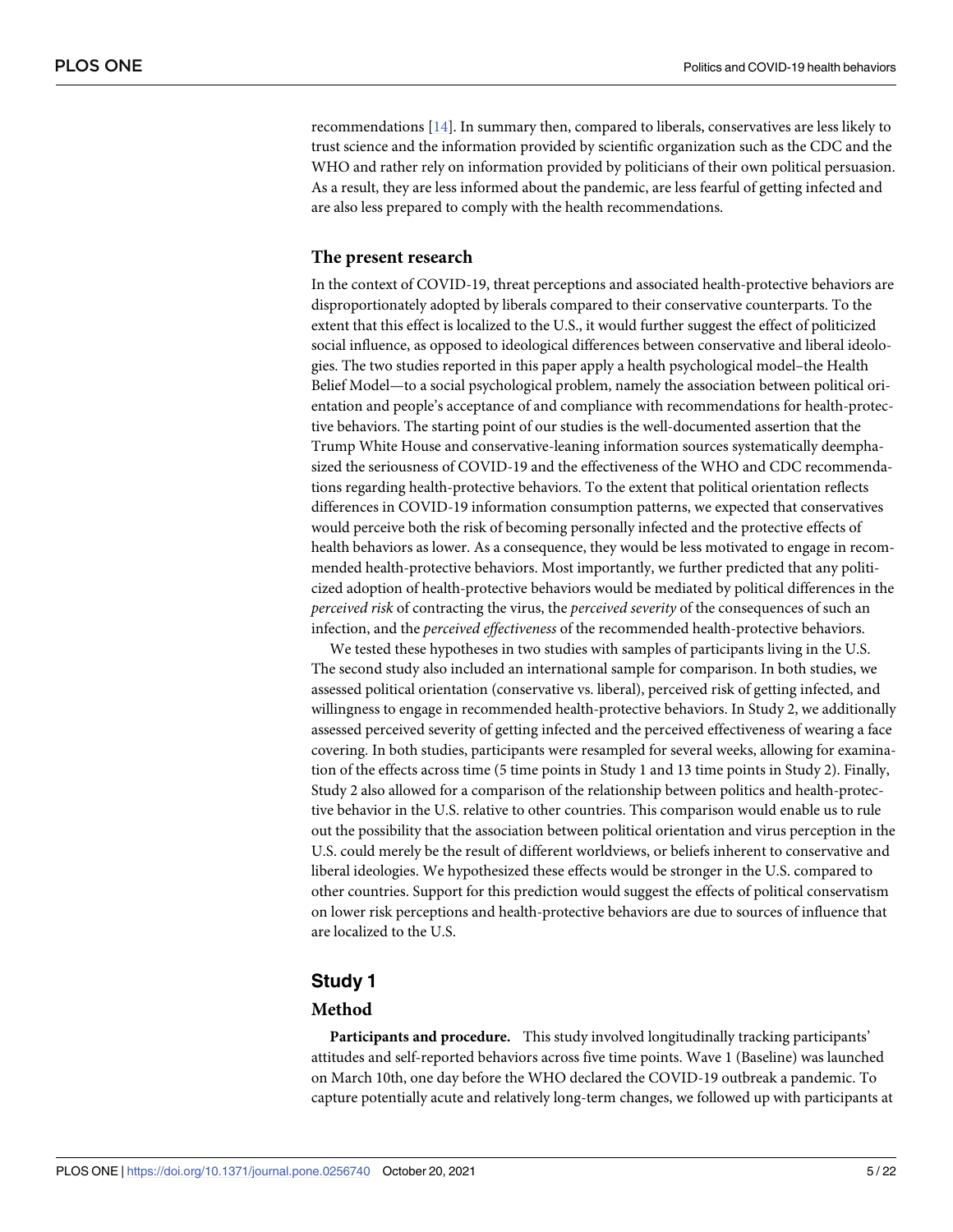recommendations [14]. In summary then, compared to liberals, conservatives are less likely to trust science and the information provided by scientific organization such as the CDC and the WHO and rather rely on information provided by politicians of their own political persuasion. As a result, they are less informed about the pandemic, are less fearful of getting infected and are also less prepared to comply with the health recommendations.

## The present research

In the context of COVID-19, threat perceptions and associated health-protective behaviors are disproportionately adopted by liberals compared to their conservative counterparts. To the extent that this effect is localized to the U.S., it would further suggest the effect of politicized social influence, as opposed to ideological differences between conservative and liberal ideologies. The two studies reported in this paper apply a health psychological model–the Health Belief Model—to a social psychological problem, namely the association between political orientation and people's acceptance of and compliance with recommendations for health-protective behaviors. The starting point of our studies is the well-documented assertion that the Trump White House and conservative-leaning information sources systematically deemphasized the seriousness of COVID-19 and the effectiveness of the WHO and CDC recommendations regarding health-protective behaviors. To the extent that political orientation reflects differences in COVID-19 information consumption patterns, we expected that conservatives would perceive both the risk of becoming personally infected and the protective effects of health behaviors as lower. As a consequence, they would be less motivated to engage in recommended health-protective behaviors. Most importantly, we further predicted that any politicized adoption of health-protective behaviors would be mediated by political differences in the *perceived risk* of contracting the virus, the *perceived severity* of the consequences of such an infection, and the *perceived effectiveness* of the recommended health-protective behaviors.

We tested these hypotheses in two studies with samples of participants living in the U.S. The second study also included an international sample for comparison. In both studies, we assessed political orientation (conservative vs. liberal), perceived risk of getting infected, and willingness to engage in recommended health-protective behaviors. In Study 2, we additionally assessed perceived severity of getting infected and the perceived effectiveness of wearing a face covering. In both studies, participants were resampled for several weeks, allowing for examination of the effects across time (5 time points in Study 1 and 13 time points in Study 2). Finally, Study 2 also allowed for a comparison of the relationship between politics and health-protective behavior in the U.S. relative to other countries. This comparison would enable us to rule out the possibility that the association between political orientation and virus perception in the U.S. could merely be the result of different worldviews, or beliefs inherent to conservative and liberal ideologies. We hypothesized these effects would be stronger in the U.S. compared to other countries. Support for this prediction would suggest the effects of political conservatism on lower risk perceptions and health-protective behaviors are due to sources of influence that are localized to the U.S.

# Study 1

## Method

**Participants and procedure.** This study involved longitudinally tracking participants' attitudes and self-reported behaviors across five time points. Wave 1 (Baseline) was launched on March 10th, one day before the WHO declared the COVID-19 outbreak a pandemic. To capture potentially acute and relatively long-term changes, we followed up with participants at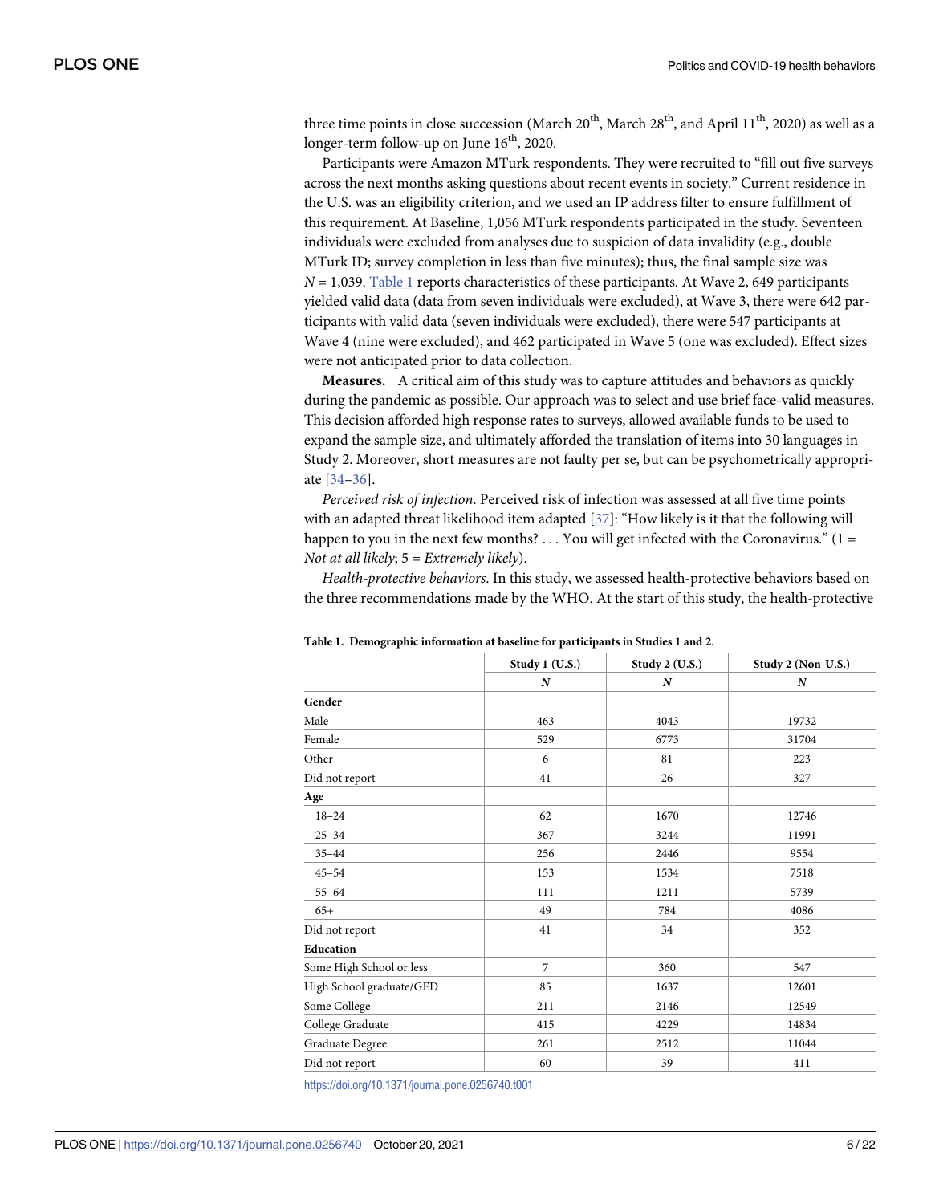three time points in close succession (March 20th, March 28th, and April 11th, 2020) as well as a longer-term follow-up on June 16th, 2020.

Participants were Amazon MTurk respondents. They were recruited to "fill out five surveys across the next months asking questions about recent events in society." Current residence in the U.S. was an eligibility criterion, and we used an IP address filter to ensure fulfillment of this requirement. At Baseline, 1,056 MTurk respondents participated in the study. Seventeen individuals were excluded from analyses due to suspicion of data invalidity (e.g., double MTurk ID; survey completion in less than five minutes); thus, the final sample size was $N$ = 1,039. Table 1 reports characteristics of these participants. At Wave 2, 649 participants yielded valid data (data from seven individuals were excluded), at Wave 3, there were 642 participants with valid data (seven individuals were excluded), there were 547 participants at Wave 4 (nine were excluded), and 462 participated in Wave 5 (one was excluded). Effect sizes were not anticipated prior to data collection.

**Measures.** A critical aim of this study was to capture attitudes and behaviors as quickly during the pandemic as possible. Our approach was to select and use brief face-valid measures. This decision afforded high response rates to surveys, allowed available funds to be used to expand the sample size, and ultimately afforded the translation of items into 30 languages in Study 2. Moreover, short measures are not faulty per se, but can be psychometrically appropriate [34–36].

*Perceived risk of infection.* Perceived risk of infection was assessed at all five time points with an adapted threat likelihood item adapted [37]: "How likely is it that the following will happen to you in the next few months? . . . You will get infected with the Coronavirus." (1 = *Not at all likely*; 5 = *Extremely likely*).

*Health-protective behaviors.* In this study, we assessed health-protective behaviors based on the three recommendations made by the WHO. At the start of this study, the health-protective

**Table 1. Demographic information at baseline for participants in Studies 1 and 2.**

| | Study 1 (U.S.) | Study 2 (U.S.) | Study 2 (Non-U.S.) |
|---|---|---|---|
| | ***N*** | ***N*** | ***N*** |
| **Gender** | | | |
| Male | 463 | 4043 | 19732 |
| Female | 529 | 6773 | 31704 |
| Other | 6 | 81 | 223 |
| Did not report | 41 | 26 | 327 |
| **Age** | | | |
| 18–24 | 62 | 1670 | 12746 |
| 25–34 | 367 | 3244 | 11991 |
| 35–44 | 256 | 2446 | 9554 |
| 45–54 | 153 | 1534 | 7518 |
| 55–64 | 111 | 1211 | 5739 |
| 65+ | 49 | 784 | 4086 |
| Did not report | 41 | 34 | 352 |
| **Education** | | | |
| Some High School or less | 7 | 360 | 547 |
| High School graduate/GED | 85 | 1637 | 12601 |
| Some College | 211 | 2146 | 12549 |
| College Graduate | 415 | 4229 | 14834 |
| Graduate Degree | 261 | 2512 | 11044 |
| Did not report | 60 | 39 | 411 |

https://doi.org/10.1371/journal.pone.0256740.t001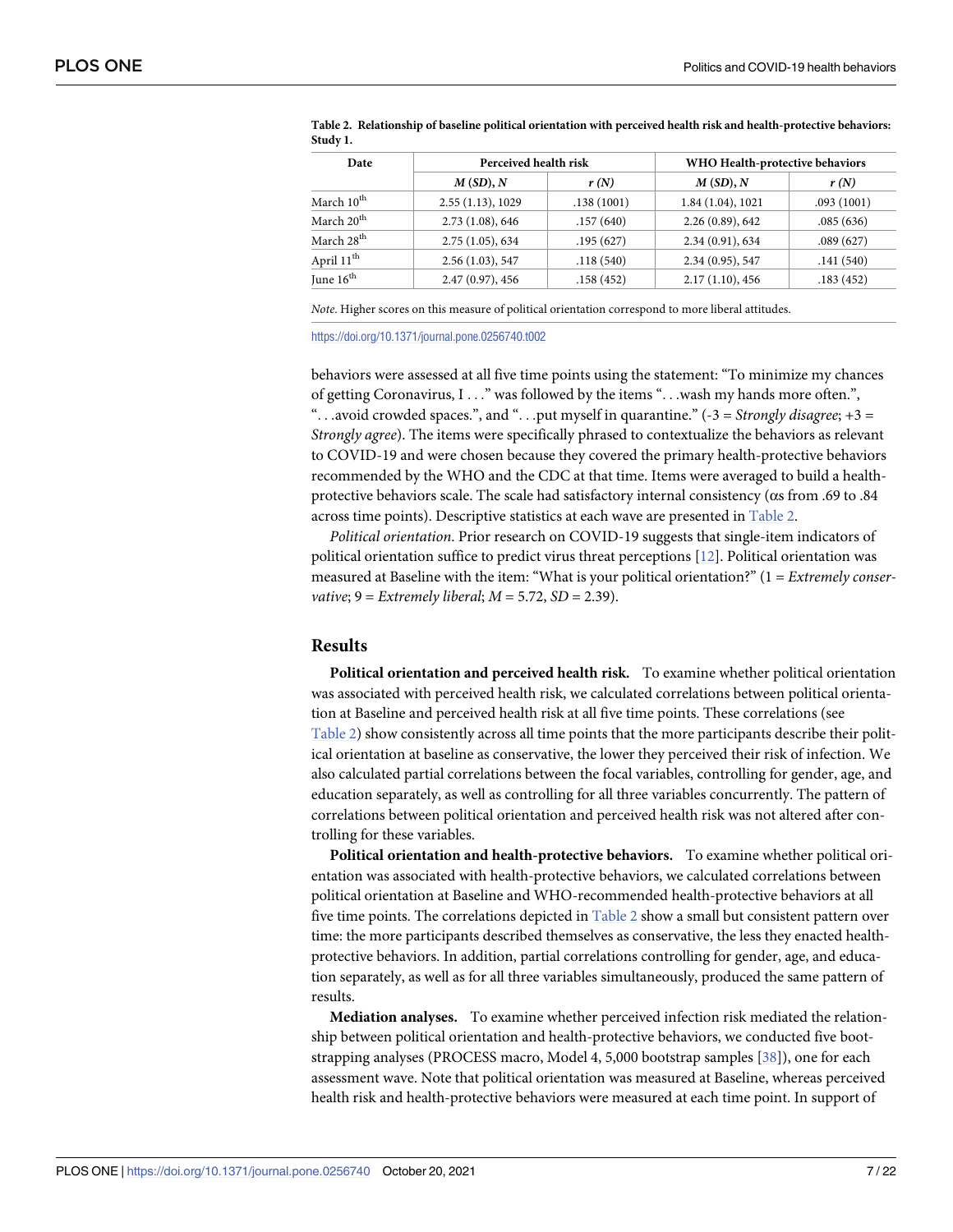**Table 2. Relationship of baseline political orientation with perceived health risk and health-protective behaviors: Study 1.**

| Date | Perceived health risk | | WHO Health-protective behaviors | |
|---|---|---|---|---|
| | *M* (*SD*), *N* | *r* (*N*) | *M* (*SD*), *N* | *r* (*N*) |
| March 10th | 2.55 (1.13), 1029 | .138 (1001) | 1.84 (1.04), 1021 | .093 (1001) |
| March 20th | 2.73 (1.08), 646 | .157 (640) | 2.26 (0.89), 642 | .085 (636) |
| March 28th | 2.75 (1.05), 634 | .195 (627) | 2.34 (0.91), 634 | .089 (627) |
| April 11th | 2.56 (1.03), 547 | .118 (540) | 2.34 (0.95), 547 | .141 (540) |
| June 16th | 2.47 (0.97), 456 | .158 (452) | 2.17 (1.10), 456 | .183 (452) |

*Note*. Higher scores on this measure of political orientation correspond to more liberal attitudes.

https://doi.org/10.1371/journal.pone.0256740.t002

behaviors were assessed at all five time points using the statement: "To minimize my chances of getting Coronavirus, I . . ." was followed by the items ". . .wash my hands more often.", ". . .avoid crowded spaces.", and ". . .put myself in quarantine." (-3 = *Strongly disagree*; +3 = *Strongly agree*). The items were specifically phrased to contextualize the behaviors as relevant to COVID-19 and were chosen because they covered the primary health-protective behaviors recommended by the WHO and the CDC at that time. Items were averaged to build a health-protective behaviors scale. The scale had satisfactory internal consistency (αs from .69 to .84 across time points). Descriptive statistics at each wave are presented in Table 2.

*Political orientation*. Prior research on COVID-19 suggests that single-item indicators of political orientation suffice to predict virus threat perceptions [12]. Political orientation was measured at Baseline with the item: "What is your political orientation?" (1 = *Extremely conservative*; 9 = *Extremely liberal*; $M = 5.72$, $SD = 2.39$).

## Results

**Political orientation and perceived health risk.** To examine whether political orientation was associated with perceived health risk, we calculated correlations between political orientation at Baseline and perceived health risk at all five time points. These correlations (see Table 2) show consistently across all time points that the more participants describe their political orientation at baseline as conservative, the lower they perceived their risk of infection. We also calculated partial correlations between the focal variables, controlling for gender, age, and education separately, as well as controlling for all three variables concurrently. The pattern of correlations between political orientation and perceived health risk was not altered after controlling for these variables.

**Political orientation and health-protective behaviors.** To examine whether political orientation was associated with health-protective behaviors, we calculated correlations between political orientation at Baseline and WHO-recommended health-protective behaviors at all five time points. The correlations depicted in Table 2 show a small but consistent pattern over time: the more participants described themselves as conservative, the less they enacted health-protective behaviors. In addition, partial correlations controlling for gender, age, and education separately, as well as for all three variables simultaneously, produced the same pattern of results.

**Mediation analyses.** To examine whether perceived infection risk mediated the relationship between political orientation and health-protective behaviors, we conducted five bootstrapping analyses (PROCESS macro, Model 4, 5,000 bootstrap samples [38]), one for each assessment wave. Note that political orientation was measured at Baseline, whereas perceived health risk and health-protective behaviors were measured at each time point. In support of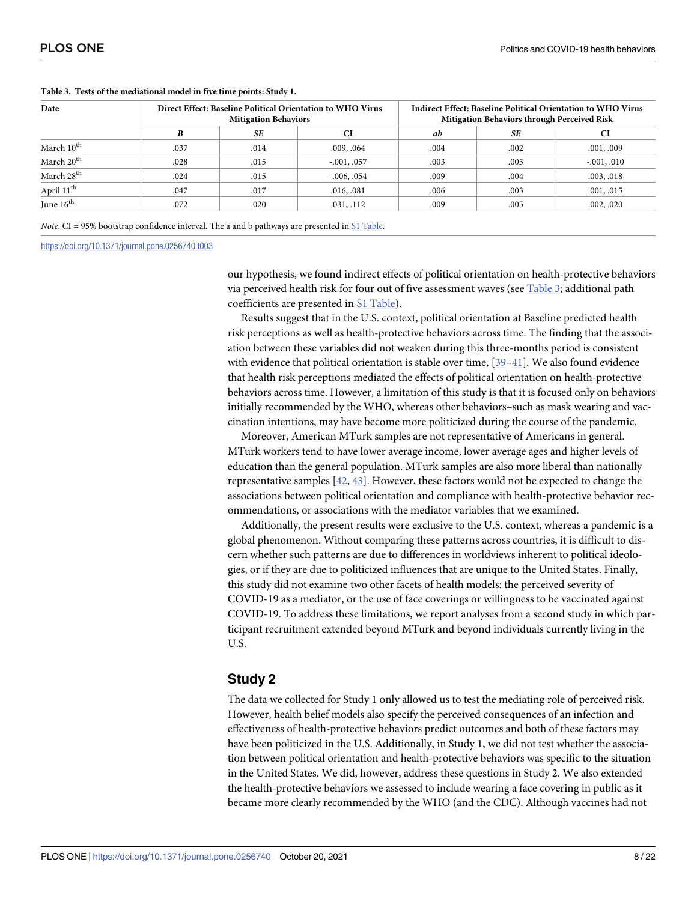**Table 3. Tests of the mediational model in five time points: Study 1.**

| Date | Direct Effect: Baseline Political Orientation to WHO Virus Mitigation Behaviors | | | Indirect Effect: Baseline Political Orientation to WHO Virus Mitigation Behaviors through Perceived Risk | | |
|---|---|---|---|---|---|---|
| | ***B*** | ***SE*** | **CI** | ***ab*** | ***SE*** | **CI** |
| March 10th | .037 | .014 | .009, .064 | .004 | .002 | .001, .009 |
| March 20th | .028 | .015 | -.001, .057 | .003 | .003 | -.001, .010 |
| March 28th | .024 | .015 | -.006, .054 | .009 | .004 | .003, .018 |
| April 11th | .047 | .017 | .016, .081 | .006 | .003 | .001, .015 |
| June 16th | .072 | .020 | .031, .112 | .009 | .005 | .002, .020 |

*Note.* CI = 95% bootstrap confidence interval. The a and b pathways are presented in S1 Table.

https://doi.org/10.1371/journal.pone.0256740.t003

our hypothesis, we found indirect effects of political orientation on health-protective behaviors via perceived health risk for four out of five assessment waves (see Table 3; additional path coefficients are presented in S1 Table).

Results suggest that in the U.S. context, political orientation at Baseline predicted health risk perceptions as well as health-protective behaviors across time. The finding that the association between these variables did not weaken during this three-months period is consistent with evidence that political orientation is stable over time, [39–41]. We also found evidence that health risk perceptions mediated the effects of political orientation on health-protective behaviors across time. However, a limitation of this study is that it is focused only on behaviors initially recommended by the WHO, whereas other behaviors–such as mask wearing and vaccination intentions, may have become more politicized during the course of the pandemic.

Moreover, American MTurk samples are not representative of Americans in general. MTurk workers tend to have lower average income, lower average ages and higher levels of education than the general population. MTurk samples are also more liberal than nationally representative samples [42, 43]. However, these factors would not be expected to change the associations between political orientation and compliance with health-protective behavior recommendations, or associations with the mediator variables that we examined.

Additionally, the present results were exclusive to the U.S. context, whereas a pandemic is a global phenomenon. Without comparing these patterns across countries, it is difficult to discern whether such patterns are due to differences in worldviews inherent to political ideologies, or if they are due to politicized influences that are unique to the United States. Finally, this study did not examine two other facets of health models: the perceived severity of COVID-19 as a mediator, or the use of face coverings or willingness to be vaccinated against COVID-19. To address these limitations, we report analyses from a second study in which participant recruitment extended beyond MTurk and beyond individuals currently living in the U.S.

## Study 2

The data we collected for Study 1 only allowed us to test the mediating role of perceived risk. However, health belief models also specify the perceived consequences of an infection and effectiveness of health-protective behaviors predict outcomes and both of these factors may have been politicized in the U.S. Additionally, in Study 1, we did not test whether the association between political orientation and health-protective behaviors was specific to the situation in the United States. We did, however, address these questions in Study 2. We also extended the health-protective behaviors we assessed to include wearing a face covering in public as it became more clearly recommended by the WHO (and the CDC). Although vaccines had not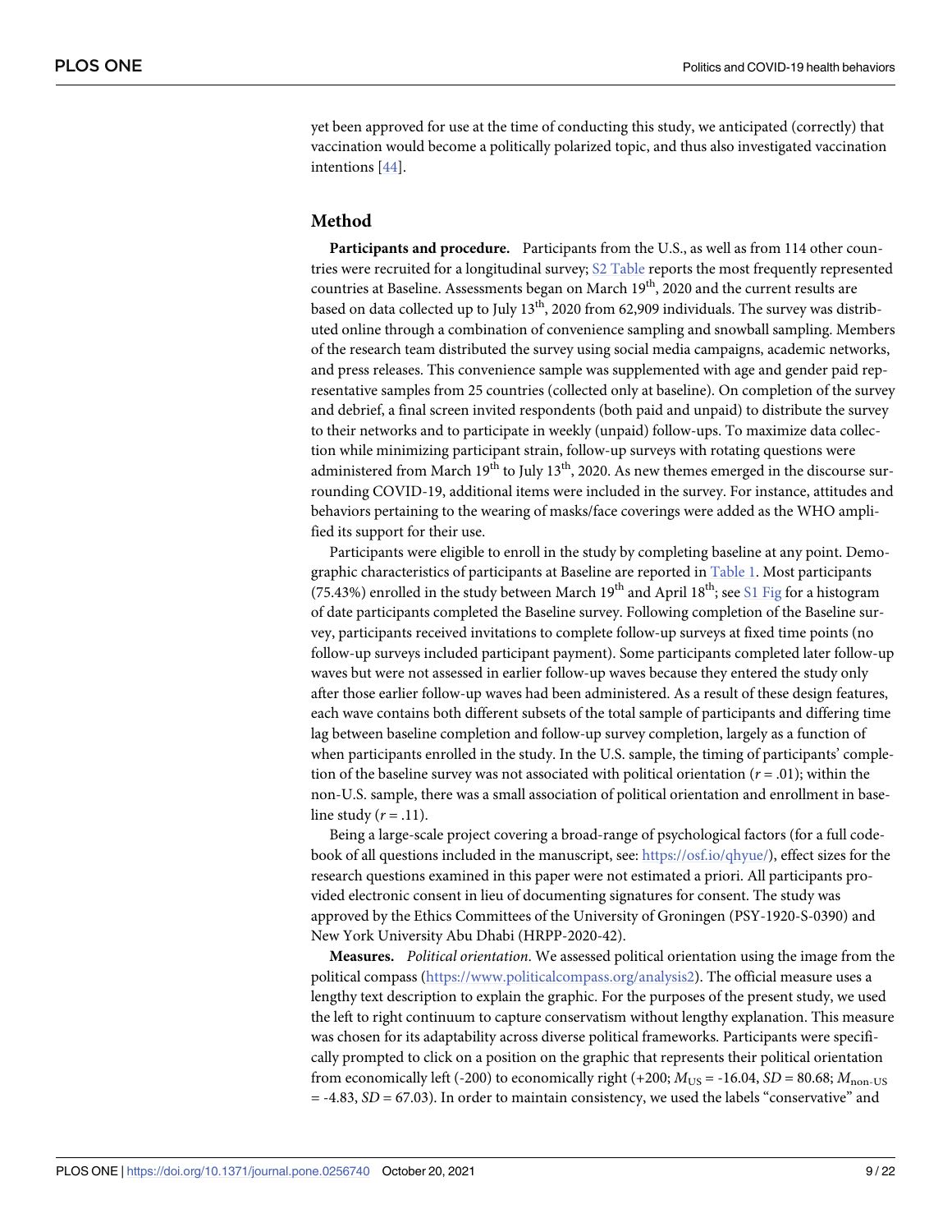yet been approved for use at the time of conducting this study, we anticipated (correctly) that vaccination would become a politically polarized topic, and thus also investigated vaccination intentions [44].

## Method

**Participants and procedure.** Participants from the U.S., as well as from 114 other countries were recruited for a longitudinal survey; S2 Table reports the most frequently represented countries at Baseline. Assessments began on March 19th, 2020 and the current results are based on data collected up to July 13th, 2020 from 62,909 individuals. The survey was distributed online through a combination of convenience sampling and snowball sampling. Members of the research team distributed the survey using social media campaigns, academic networks, and press releases. This convenience sample was supplemented with age and gender paid representative samples from 25 countries (collected only at baseline). On completion of the survey and debrief, a final screen invited respondents (both paid and unpaid) to distribute the survey to their networks and to participate in weekly (unpaid) follow-ups. To maximize data collection while minimizing participant strain, follow-up surveys with rotating questions were administered from March 19th to July 13th, 2020. As new themes emerged in the discourse surrounding COVID-19, additional items were included in the survey. For instance, attitudes and behaviors pertaining to the wearing of masks/face coverings were added as the WHO amplified its support for their use.

Participants were eligible to enroll in the study by completing baseline at any point. Demographic characteristics of participants at Baseline are reported in Table 1. Most participants (75.43%) enrolled in the study between March 19th and April 18th; see S1 Fig for a histogram of date participants completed the Baseline survey. Following completion of the Baseline survey, participants received invitations to complete follow-up surveys at fixed time points (no follow-up surveys included participant payment). Some participants completed later follow-up waves but were not assessed in earlier follow-up waves because they entered the study only after those earlier follow-up waves had been administered. As a result of these design features, each wave contains both different subsets of the total sample of participants and differing time lag between baseline completion and follow-up survey completion, largely as a function of when participants enrolled in the study. In the U.S. sample, the timing of participants' completion of the baseline survey was not associated with political orientation ($r$ = .01); within the non-U.S. sample, there was a small association of political orientation and enrollment in baseline study ($r$ = .11).

Being a large-scale project covering a broad-range of psychological factors (for a full codebook of all questions included in the manuscript, see: https://osf.io/qhyue/), effect sizes for the research questions examined in this paper were not estimated a priori. All participants provided electronic consent in lieu of documenting signatures for consent. The study was approved by the Ethics Committees of the University of Groningen (PSY-1920-S-0390) and New York University Abu Dhabi (HRPP-2020-42).

**Measures.** *Political orientation*. We assessed political orientation using the image from the political compass (https://www.politicalcompass.org/analysis2). The official measure uses a lengthy text description to explain the graphic. For the purposes of the present study, we used the left to right continuum to capture conservatism without lengthy explanation. This measure was chosen for its adaptability across diverse political frameworks. Participants were specifically prompted to click on a position on the graphic that represents their political orientation from economically left (-200) to economically right (+200; $M_{\text{US}}$ = -16.04, $SD$ = 80.68; $M_{\text{non-US}}$ = -4.83, $SD$ = 67.03). In order to maintain consistency, we used the labels "conservative" and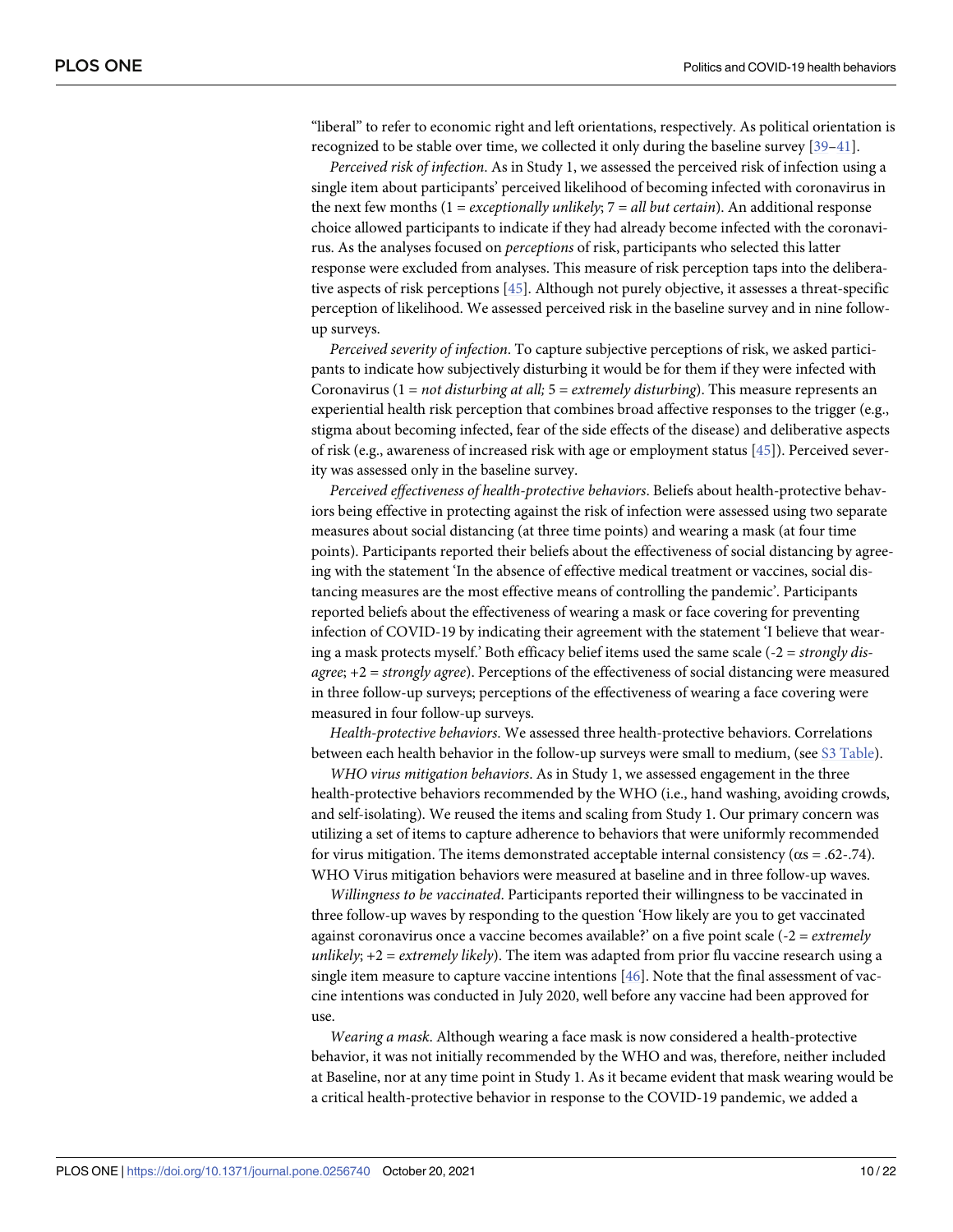"liberal" to refer to economic right and left orientations, respectively. As political orientation is recognized to be stable over time, we collected it only during the baseline survey [39–41].

*Perceived risk of infection*. As in Study 1, we assessed the perceived risk of infection using a single item about participants' perceived likelihood of becoming infected with coronavirus in the next few months (1 = *exceptionally unlikely*; 7 = *all but certain*). An additional response choice allowed participants to indicate if they had already become infected with the coronavirus. As the analyses focused on *perceptions* of risk, participants who selected this latter response were excluded from analyses. This measure of risk perception taps into the deliberative aspects of risk perceptions [45]. Although not purely objective, it assesses a threat-specific perception of likelihood. We assessed perceived risk in the baseline survey and in nine follow-up surveys.

*Perceived severity of infection*. To capture subjective perceptions of risk, we asked participants to indicate how subjectively disturbing it would be for them if they were infected with Coronavirus (1 = *not disturbing at all;* 5 = *extremely disturbing*). This measure represents an experiential health risk perception that combines broad affective responses to the trigger (e.g., stigma about becoming infected, fear of the side effects of the disease) and deliberative aspects of risk (e.g., awareness of increased risk with age or employment status [45]). Perceived severity was assessed only in the baseline survey.

*Perceived effectiveness of health-protective behaviors*. Beliefs about health-protective behaviors being effective in protecting against the risk of infection were assessed using two separate measures about social distancing (at three time points) and wearing a mask (at four time points). Participants reported their beliefs about the effectiveness of social distancing by agreeing with the statement 'In the absence of effective medical treatment or vaccines, social distancing measures are the most effective means of controlling the pandemic'. Participants reported beliefs about the effectiveness of wearing a mask or face covering for preventing infection of COVID-19 by indicating their agreement with the statement 'I believe that wearing a mask protects myself.' Both efficacy belief items used the same scale (-2 = *strongly disagree*; +2 = *strongly agree*). Perceptions of the effectiveness of social distancing were measured in three follow-up surveys; perceptions of the effectiveness of wearing a face covering were measured in four follow-up surveys.

*Health-protective behaviors*. We assessed three health-protective behaviors. Correlations between each health behavior in the follow-up surveys were small to medium, (see S3 Table).

*WHO virus mitigation behaviors*. As in Study 1, we assessed engagement in the three health-protective behaviors recommended by the WHO (i.e., hand washing, avoiding crowds, and self-isolating). We reused the items and scaling from Study 1. Our primary concern was utilizing a set of items to capture adherence to behaviors that were uniformly recommended for virus mitigation. The items demonstrated acceptable internal consistency ($\alpha$s = .62-.74). WHO Virus mitigation behaviors were measured at baseline and in three follow-up waves.

*Willingness to be vaccinated*. Participants reported their willingness to be vaccinated in three follow-up waves by responding to the question 'How likely are you to get vaccinated against coronavirus once a vaccine becomes available?' on a five point scale (-2 = *extremely unlikely*; +2 = *extremely likely*). The item was adapted from prior flu vaccine research using a single item measure to capture vaccine intentions [46]. Note that the final assessment of vaccine intentions was conducted in July 2020, well before any vaccine had been approved for use.

*Wearing a mask*. Although wearing a face mask is now considered a health-protective behavior, it was not initially recommended by the WHO and was, therefore, neither included at Baseline, nor at any time point in Study 1. As it became evident that mask wearing would be a critical health-protective behavior in response to the COVID-19 pandemic, we added a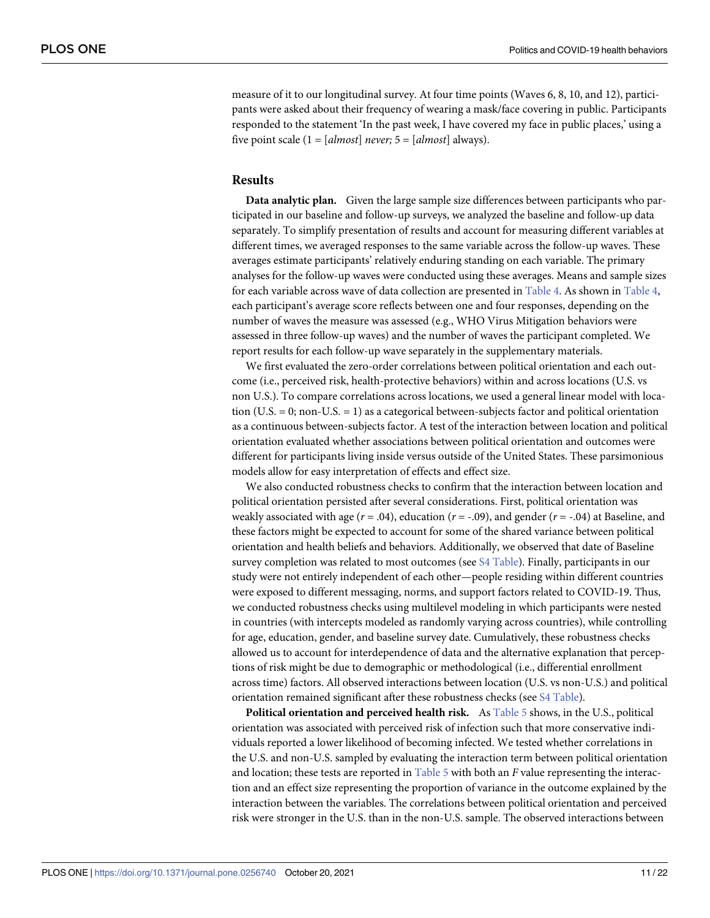measure of it to our longitudinal survey. At four time points (Waves 6, 8, 10, and 12), participants were asked about their frequency of wearing a mask/face covering in public. Participants responded to the statement 'In the past week, I have covered my face in public places,' using a five point scale (1 = [*almost*] *never;* 5 = [*almost*] always).

## Results

**Data analytic plan.** Given the large sample size differences between participants who participated in our baseline and follow-up surveys, we analyzed the baseline and follow-up data separately. To simplify presentation of results and account for measuring different variables at different times, we averaged responses to the same variable across the follow-up waves. These averages estimate participants' relatively enduring standing on each variable. The primary analyses for the follow-up waves were conducted using these averages. Means and sample sizes for each variable across wave of data collection are presented in Table 4. As shown in Table 4, each participant's average score reflects between one and four responses, depending on the number of waves the measure was assessed (e.g., WHO Virus Mitigation behaviors were assessed in three follow-up waves) and the number of waves the participant completed. We report results for each follow-up wave separately in the supplementary materials.

We first evaluated the zero-order correlations between political orientation and each outcome (i.e., perceived risk, health-protective behaviors) within and across locations (U.S. vs non U.S.). To compare correlations across locations, we used a general linear model with location (U.S. = 0; non-U.S. = 1) as a categorical between-subjects factor and political orientation as a continuous between-subjects factor. A test of the interaction between location and political orientation evaluated whether associations between political orientation and outcomes were different for participants living inside versus outside of the United States. These parsimonious models allow for easy interpretation of effects and effect size.

We also conducted robustness checks to confirm that the interaction between location and political orientation persisted after several considerations. First, political orientation was weakly associated with age ($r$ = .04), education ($r$ = -.09), and gender ($r$ = -.04) at Baseline, and these factors might be expected to account for some of the shared variance between political orientation and health beliefs and behaviors. Additionally, we observed that date of Baseline survey completion was related to most outcomes (see S4 Table). Finally, participants in our study were not entirely independent of each other—people residing within different countries were exposed to different messaging, norms, and support factors related to COVID-19. Thus, we conducted robustness checks using multilevel modeling in which participants were nested in countries (with intercepts modeled as randomly varying across countries), while controlling for age, education, gender, and baseline survey date. Cumulatively, these robustness checks allowed us to account for interdependence of data and the alternative explanation that perceptions of risk might be due to demographic or methodological (i.e., differential enrollment across time) factors. All observed interactions between location (U.S. vs non-U.S.) and political orientation remained significant after these robustness checks (see S4 Table).

**Political orientation and perceived health risk.** As Table 5 shows, in the U.S., political orientation was associated with perceived risk of infection such that more conservative individuals reported a lower likelihood of becoming infected. We tested whether correlations in the U.S. and non-U.S. sampled by evaluating the interaction term between political orientation and location; these tests are reported in Table 5 with both an $F$ value representing the interaction and an effect size representing the proportion of variance in the outcome explained by the interaction between the variables. The correlations between political orientation and perceived risk were stronger in the U.S. than in the non-U.S. sample. The observed interactions between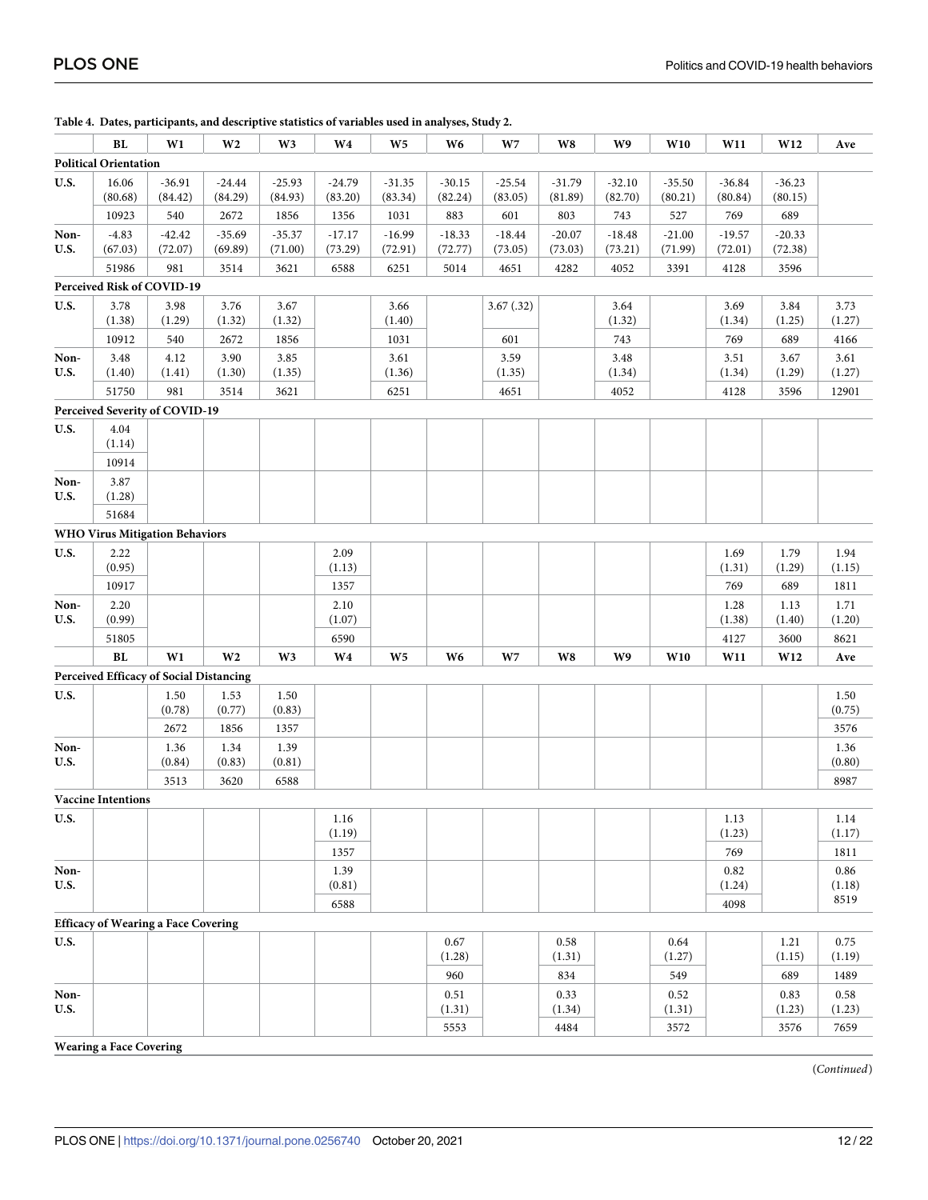**Table 4. Dates, participants, and descriptive statistics of variables used in analyses, Study 2.**

| | BL | W1 | W2 | W3 | W4 | W5 | W6 | W7 | W8 | W9 | W10 | W11 | W12 | Ave |
|---|---|---|---|---|---|---|---|---|---|---|---|---|---|---|
| **Political Orientation** | | | | | | | | | | | | | | |
| U.S. | 16.06 (80.68) | -36.91 (84.42) | -24.44 (84.29) | -25.93 (84.93) | -24.79 (83.20) | -31.35 (83.34) | -30.15 (82.24) | -25.54 (83.05) | -31.79 (81.89) | -32.10 (82.70) | -35.50 (80.21) | -36.84 (80.84) | -36.23 (80.15) | |
| | 10923 | 540 | 2672 | 1856 | 1356 | 1031 | 883 | 601 | 803 | 743 | 527 | 769 | 689 | |
| Non-U.S. | -4.83 (67.03) | -42.42 (72.07) | -35.69 (69.89) | -35.37 (71.00) | -17.17 (73.29) | -16.99 (72.91) | -18.33 (72.77) | -18.44 (73.05) | -20.07 (73.03) | -18.48 (73.21) | -21.00 (71.99) | -19.57 (72.01) | -20.33 (72.38) | |
| | 51986 | 981 | 3514 | 3621 | 6588 | 6251 | 5014 | 4651 | 4282 | 4052 | 3391 | 4128 | 3596 | |
| **Perceived Risk of COVID-19** | | | | | | | | | | | | | | |
| U.S. | 3.78 (1.38) | 3.98 (1.29) | 3.76 (1.32) | 3.67 (1.32) | | 3.66 (1.40) | | 3.67 (.32) | | 3.64 (1.32) | | 3.69 (1.34) | 3.84 (1.25) | 3.73 (1.27) |
| | 10912 | 540 | 2672 | 1856 | | 1031 | | 601 | | 743 | | 769 | 689 | 4166 |
| Non-U.S. | 3.48 (1.40) | 4.12 (1.41) | 3.90 (1.30) | 3.85 (1.35) | | 3.61 (1.36) | | 3.59 (1.35) | | 3.48 (1.34) | | 3.51 (1.34) | 3.67 (1.29) | 3.61 (1.27) |
| | 51750 | 981 | 3514 | 3621 | | 6251 | | 4651 | | 4052 | | 4128 | 3596 | 12901 |
| **Perceived Severity of COVID-19** | | | | | | | | | | | | | | |
| U.S. | 4.04 (1.14) | | | | | | | | | | | | | |
| | 10914 | | | | | | | | | | | | | |
| Non-U.S. | 3.87 (1.28) | | | | | | | | | | | | | |
| | 51684 | | | | | | | | | | | | | |
| **WHO Virus Mitigation Behaviors** | | | | | | | | | | | | | | |
| U.S. | 2.22 (0.95) | | | | 2.09 (1.13) | | | | | | | 1.69 (1.31) | 1.79 (1.29) | 1.94 (1.15) |
| | 10917 | | | | 1357 | | | | | | | 769 | 689 | 1811 |
| Non-U.S. | 2.20 (0.99) | | | | 2.10 (1.07) | | | | | | | 1.28 (1.38) | 1.13 (1.40) | 1.71 (1.20) |
| | 51805 | | | | 6590 | | | | | | | 4127 | 3600 | 8621 |
| | **BL** | **W1** | **W2** | **W3** | **W4** | **W5** | **W6** | **W7** | **W8** | **W9** | **W10** | **W11** | **W12** | **Ave** |
| **Perceived Efficacy of Social Distancing** | | | | | | | | | | | | | | |
| U.S. | | 1.50 (0.78) | 1.53 (0.77) | 1.50 (0.83) | | | | | | | | | | 1.50 (0.75) |
| | | 2672 | 1856 | 1357 | | | | | | | | | | 3576 |
| Non-U.S. | | 1.36 (0.84) | 1.34 (0.83) | 1.39 (0.81) | | | | | | | | | | 1.36 (0.80) |
| | | 3513 | 3620 | 6588 | | | | | | | | | | 8987 |
| **Vaccine Intentions** | | | | | | | | | | | | | | |
| U.S. | | | | | 1.16 (1.19) | | | | | | | 1.13 (1.23) | | 1.14 (1.17) |
| | | | | | 1357 | | | | | | | 769 | | 1811 |
| Non-U.S. | | | | | 1.39 (0.81) | | | | | | | 0.82 (1.24) | | 0.86 (1.18) |
| | | | | | 6588 | | | | | | | 4098 | | 8519 |
| **Efficacy of Wearing a Face Covering** | | | | | | | | | | | | | | |
| U.S. | | | | | | | 0.67 (1.28) | | 0.58 (1.31) | | 0.64 (1.27) | | 1.21 (1.15) | 0.75 (1.19) |
| | | | | | | | 960 | | 834 | | 549 | | 689 | 1489 |
| Non-U.S. | | | | | | | 0.51 (1.31) | | 0.33 (1.34) | | 0.52 (1.31) | | 0.83 (1.23) | 0.58 (1.23) |
| | | | | | | | 5553 | | 4484 | | 3572 | | 3576 | 7659 |
| **Wearing a Face Covering** | | | | | | | | | | | | | | |

(Continued)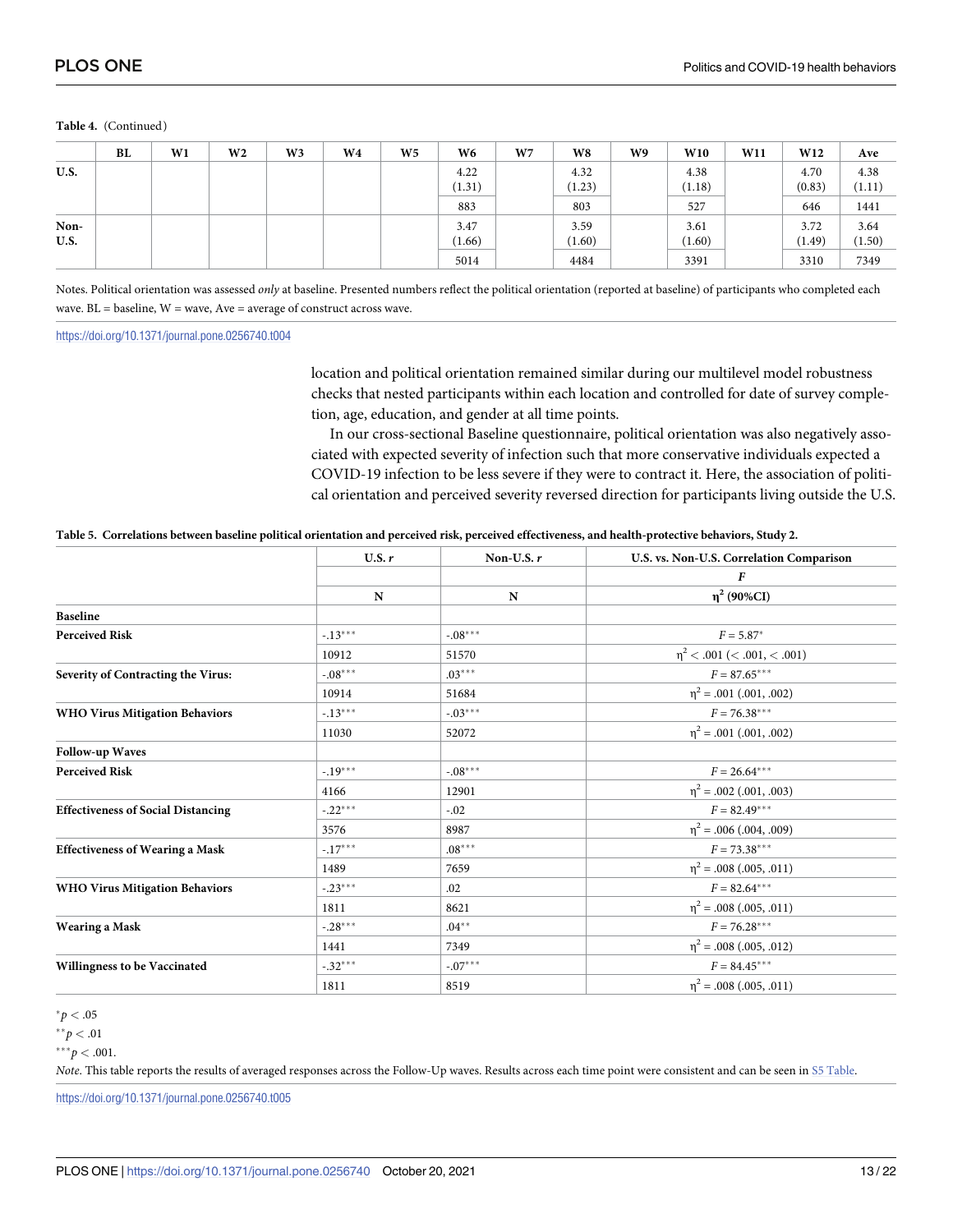**Table 4.** (Continued)

| | BL | W1 | W2 | W3 | W4 | W5 | W6 | W7 | W8 | W9 | W10 | W11 | W12 | Ave |
|---|---|---|---|---|---|---|---|---|---|---|---|---|---|---|
| **U.S.** | | | | | | | 4.22 (1.31) | | 4.32 (1.23) | | 4.38 (1.18) | | 4.70 (0.83) | 4.38 (1.11) |
| | | | | | | | 883 | | 803 | | 527 | | 646 | 1441 |
| **Non-U.S.** | | | | | | | 3.47 (1.66) | | 3.59 (1.60) | | 3.61 (1.60) | | 3.72 (1.49) | 3.64 (1.50) |
| | | | | | | | 5014 | | 4484 | | 3391 | | 3310 | 7349 |

Notes. Political orientation was assessed *only* at baseline. Presented numbers reflect the political orientation (reported at baseline) of participants who completed each wave. BL = baseline, W = wave, Ave = average of construct across wave.

https://doi.org/10.1371/journal.pone.0256740.t004

location and political orientation remained similar during our multilevel model robustness checks that nested participants within each location and controlled for date of survey completion, age, education, and gender at all time points.

In our cross-sectional Baseline questionnaire, political orientation was also negatively associated with expected severity of infection such that more conservative individuals expected a COVID-19 infection to be less severe if they were to contract it. Here, the association of political orientation and perceived severity reversed direction for participants living outside the U.S.

**Table 5. Correlations between baseline political orientation and perceived risk, perceived effectiveness, and health-protective behaviors, Study 2.**

| | U.S. *r* | Non-U.S. *r* | U.S. vs. Non-U.S. Correlation Comparison |
|---|---|---|---|
| | | | *F* |
| | N | N | $\eta^2$ (90%CI) |
| **Baseline** | | | |
| **Perceived Risk** | -.13*** | -.08*** | $F = 5.87^{*}$ |
| | 10912 | 51570 | $\eta^2 < .001$ (< .001, < .001) |
| **Severity of Contracting the Virus:** | -.08*** | .03*** | $F = 87.65^{***}$ |
| | 10914 | 51684 | $\eta^2 = .001$ (.001, .002) |
| **WHO Virus Mitigation Behaviors** | -.13*** | -.03*** | $F = 76.38^{***}$ |
| | 11030 | 52072 | $\eta^2 = .001$ (.001, .002) |
| **Follow-up Waves** | | | |
| **Perceived Risk** | -.19*** | -.08*** | $F = 26.64^{***}$ |
| | 4166 | 12901 | $\eta^2 = .002$ (.001, .003) |
| **Effectiveness of Social Distancing** | -.22*** | -.02 | $F = 82.49^{***}$ |
| | 3576 | 8987 | $\eta^2 = .006$ (.004, .009) |
| **Effectiveness of Wearing a Mask** | -.17*** | .08*** | $F = 73.38^{***}$ |
| | 1489 | 7659 | $\eta^2 = .008$ (.005, .011) |
| **WHO Virus Mitigation Behaviors** | -.23*** | .02 | $F = 82.64^{***}$ |
| | 1811 | 8621 | $\eta^2 = .008$ (.005, .011) |
| **Wearing a Mask** | -.28*** | .04** | $F = 76.28^{***}$ |
| | 1441 | 7349 | $\eta^2 = .008$ (.005, .012) |
| **Willingness to be Vaccinated** | -.32*** | -.07*** | $F = 84.45^{***}$ |
| | 1811 | 8519 | $\eta^2 = .008$ (.005, .011) |

$^{*}p < .05$

$^{**}p < .01$

$^{***}p < .001$.

*Note.* This table reports the results of averaged responses across the Follow-Up waves. Results across each time point were consistent and can be seen in S5 Table.

https://doi.org/10.1371/journal.pone.0256740.t005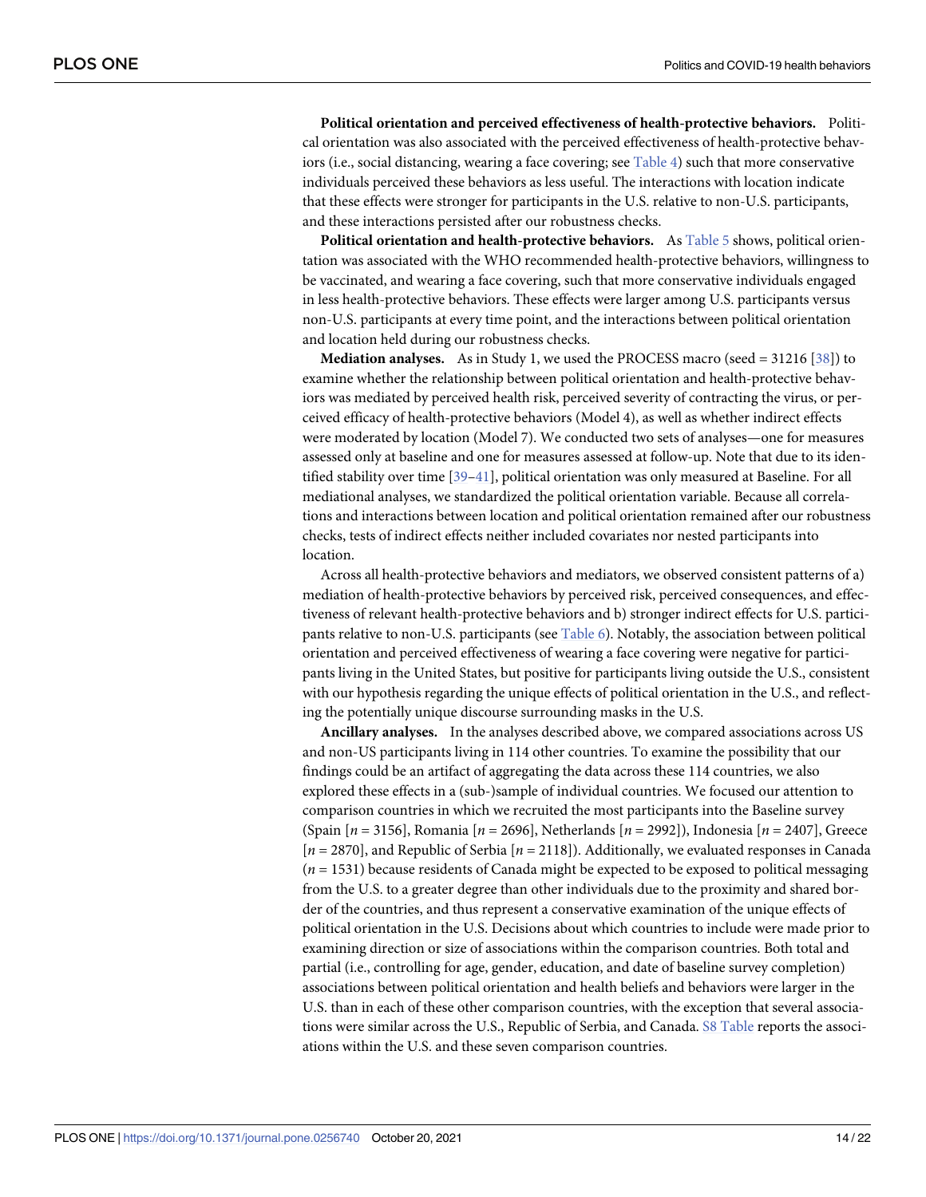**Political orientation and perceived effectiveness of health-protective behaviors.** Political orientation was also associated with the perceived effectiveness of health-protective behaviors (i.e., social distancing, wearing a face covering; see Table 4) such that more conservative individuals perceived these behaviors as less useful. The interactions with location indicate that these effects were stronger for participants in the U.S. relative to non-U.S. participants, and these interactions persisted after our robustness checks.

**Political orientation and health-protective behaviors.** As Table 5 shows, political orientation was associated with the WHO recommended health-protective behaviors, willingness to be vaccinated, and wearing a face covering, such that more conservative individuals engaged in less health-protective behaviors. These effects were larger among U.S. participants versus non-U.S. participants at every time point, and the interactions between political orientation and location held during our robustness checks.

**Mediation analyses.** As in Study 1, we used the PROCESS macro (seed = 31216 [38]) to examine whether the relationship between political orientation and health-protective behaviors was mediated by perceived health risk, perceived severity of contracting the virus, or perceived efficacy of health-protective behaviors (Model 4), as well as whether indirect effects were moderated by location (Model 7). We conducted two sets of analyses—one for measures assessed only at baseline and one for measures assessed at follow-up. Note that due to its identified stability over time [39–41], political orientation was only measured at Baseline. For all mediational analyses, we standardized the political orientation variable. Because all correlations and interactions between location and political orientation remained after our robustness checks, tests of indirect effects neither included covariates nor nested participants into location.

Across all health-protective behaviors and mediators, we observed consistent patterns of a) mediation of health-protective behaviors by perceived risk, perceived consequences, and effectiveness of relevant health-protective behaviors and b) stronger indirect effects for U.S. participants relative to non-U.S. participants (see Table 6). Notably, the association between political orientation and perceived effectiveness of wearing a face covering were negative for participants living in the United States, but positive for participants living outside the U.S., consistent with our hypothesis regarding the unique effects of political orientation in the U.S., and reflecting the potentially unique discourse surrounding masks in the U.S.

**Ancillary analyses.** In the analyses described above, we compared associations across US and non-US participants living in 114 other countries. To examine the possibility that our findings could be an artifact of aggregating the data across these 114 countries, we also explored these effects in a (sub-)sample of individual countries. We focused our attention to comparison countries in which we recruited the most participants into the Baseline survey (Spain [$n$ = 3156], Romania [$n$ = 2696], Netherlands [$n$ = 2992]), Indonesia [$n$ = 2407], Greece [$n$ = 2870], and Republic of Serbia [$n$ = 2118]). Additionally, we evaluated responses in Canada ($n$ = 1531) because residents of Canada might be expected to be exposed to political messaging from the U.S. to a greater degree than other individuals due to the proximity and shared border of the countries, and thus represent a conservative examination of the unique effects of political orientation in the U.S. Decisions about which countries to include were made prior to examining direction or size of associations within the comparison countries. Both total and partial (i.e., controlling for age, gender, education, and date of baseline survey completion) associations between political orientation and health beliefs and behaviors were larger in the U.S. than in each of these other comparison countries, with the exception that several associations were similar across the U.S., Republic of Serbia, and Canada. S8 Table reports the associations within the U.S. and these seven comparison countries.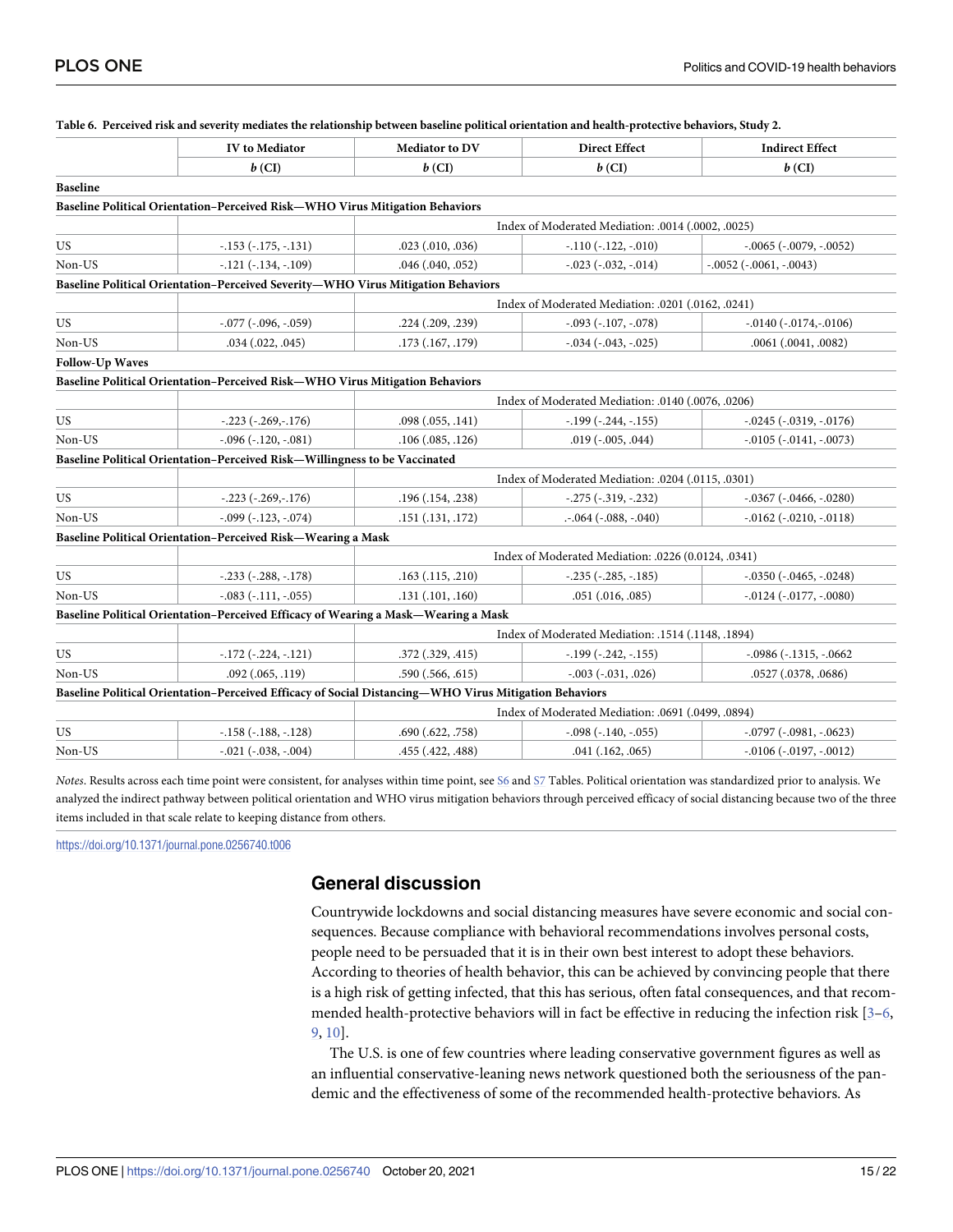**Table 6. Perceived risk and severity mediates the relationship between baseline political orientation and health-protective behaviors, Study 2.**

| | IV to Mediator | Mediator to DV | Direct Effect | Indirect Effect |
|---|---|---|---|---|
| | ***b*** **(CI)** | ***b*** **(CI)** | ***b*** **(CI)** | ***b*** **(CI)** |
| **Baseline** | | | | |
| **Baseline Political Orientation–Perceived Risk—WHO Virus Mitigation Behaviors** | | | | |
| | | Index of Moderated Mediation: .0014 (.0002, .0025) | | |
| US | -.153 (-.175, -.131) | .023 (.010, .036) | -.110 (-.122, -.010) | -.0065 (-.0079, -.0052) |
| Non-US | -.121 (-.134, -.109) | .046 (.040, .052) | -.023 (-.032, -.014) | -.0052 (-.0061, -.0043) |
| **Baseline Political Orientation–Perceived Severity—WHO Virus Mitigation Behaviors** | | | | |
| | | Index of Moderated Mediation: .0201 (.0162, .0241) | | |
| US | -.077 (-.096, -.059) | .224 (.209, .239) | -.093 (-.107, -.078) | -.0140 (-.0174,-.0106) |
| Non-US | .034 (.022, .045) | .173 (.167, .179) | -.034 (-.043, -.025) | .0061 (.0041, .0082) |
| **Follow-Up Waves** | | | | |
| **Baseline Political Orientation–Perceived Risk—WHO Virus Mitigation Behaviors** | | | | |
| | | Index of Moderated Mediation: .0140 (.0076, .0206) | | |
| US | -.223 (-.269,-.176) | .098 (.055, .141) | -.199 (-.244, -.155) | -.0245 (-.0319, -.0176) |
| Non-US | -.096 (-.120, -.081) | .106 (.085, .126) | .019 (-.005, .044) | -.0105 (-.0141, -.0073) |
| **Baseline Political Orientation–Perceived Risk—Willingness to be Vaccinated** | | | | |
| | | Index of Moderated Mediation: .0204 (.0115, .0301) | | |
| US | -.223 (-.269,-.176) | .196 (.154, .238) | -.275 (-.319, -.232) | -.0367 (-.0466, -.0280) |
| Non-US | -.099 (-.123, -.074) | .151 (.131, .172) | .-.064 (-.088, -.040) | -.0162 (-.0210, -.0118) |
| **Baseline Political Orientation–Perceived Risk—Wearing a Mask** | | | | |
| | | Index of Moderated Mediation: .0226 (0.0124, .0341) | | |
| US | -.233 (-.288, -.178) | .163 (.115, .210) | -.235 (-.285, -.185) | -.0350 (-.0465, -.0248) |
| Non-US | -.083 (-.111, -.055) | .131 (.101, .160) | .051 (.016, .085) | -.0124 (-.0177, -.0080) |
| **Baseline Political Orientation–Perceived Efficacy of Wearing a Mask—Wearing a Mask** | | | | |
| | | Index of Moderated Mediation: .1514 (.1148, .1894) | | |
| US | -.172 (-.224, -.121) | .372 (.329, .415) | -.199 (-.242, -.155) | -.0986 (-.1315, -.0662 |
| Non-US | .092 (.065, .119) | .590 (.566, .615) | -.003 (-.031, .026) | .0527 (.0378, .0686) |
| **Baseline Political Orientation–Perceived Efficacy of Social Distancing—WHO Virus Mitigation Behaviors** | | | | |
| | | Index of Moderated Mediation: .0691 (.0499, .0894) | | |
| US | -.158 (-.188, -.128) | .690 (.622, .758) | -.098 (-.140, -.055) | -.0797 (-.0981, -.0623) |
| Non-US | -.021 (-.038, -.004) | .455 (.422, .488) | .041 (.162, .065) | -.0106 (-.0197, -.0012) |

*Notes*. Results across each time point were consistent, for analyses within time point, see S6 and S7 Tables. Political orientation was standardized prior to analysis. We analyzed the indirect pathway between political orientation and WHO virus mitigation behaviors through perceived efficacy of social distancing because two of the three items included in that scale relate to keeping distance from others.

https://doi.org/10.1371/journal.pone.0256740.t006

## General discussion

Countrywide lockdowns and social distancing measures have severe economic and social consequences. Because compliance with behavioral recommendations involves personal costs, people need to be persuaded that it is in their own best interest to adopt these behaviors. According to theories of health behavior, this can be achieved by convincing people that there is a high risk of getting infected, that this has serious, often fatal consequences, and that recommended health-protective behaviors will in fact be effective in reducing the infection risk [3–6, 9, 10].

The U.S. is one of few countries where leading conservative government figures as well as an influential conservative-leaning news network questioned both the seriousness of the pandemic and the effectiveness of some of the recommended health-protective behaviors. As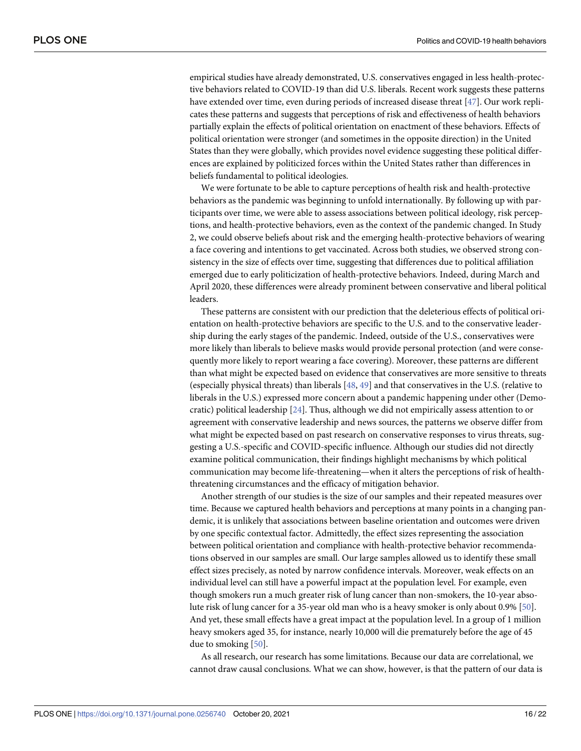empirical studies have already demonstrated, U.S. conservatives engaged in less health-protective behaviors related to COVID-19 than did U.S. liberals. Recent work suggests these patterns have extended over time, even during periods of increased disease threat [47]. Our work replicates these patterns and suggests that perceptions of risk and effectiveness of health behaviors partially explain the effects of political orientation on enactment of these behaviors. Effects of political orientation were stronger (and sometimes in the opposite direction) in the United States than they were globally, which provides novel evidence suggesting these political differences are explained by politicized forces within the United States rather than differences in beliefs fundamental to political ideologies.

We were fortunate to be able to capture perceptions of health risk and health-protective behaviors as the pandemic was beginning to unfold internationally. By following up with participants over time, we were able to assess associations between political ideology, risk perceptions, and health-protective behaviors, even as the context of the pandemic changed. In Study 2, we could observe beliefs about risk and the emerging health-protective behaviors of wearing a face covering and intentions to get vaccinated. Across both studies, we observed strong consistency in the size of effects over time, suggesting that differences due to political affiliation emerged due to early politicization of health-protective behaviors. Indeed, during March and April 2020, these differences were already prominent between conservative and liberal political leaders.

These patterns are consistent with our prediction that the deleterious effects of political orientation on health-protective behaviors are specific to the U.S. and to the conservative leadership during the early stages of the pandemic. Indeed, outside of the U.S., conservatives were more likely than liberals to believe masks would provide personal protection (and were consequently more likely to report wearing a face covering). Moreover, these patterns are different than what might be expected based on evidence that conservatives are more sensitive to threats (especially physical threats) than liberals [48, 49] and that conservatives in the U.S. (relative to liberals in the U.S.) expressed more concern about a pandemic happening under other (Democratic) political leadership [24]. Thus, although we did not empirically assess attention to or agreement with conservative leadership and news sources, the patterns we observe differ from what might be expected based on past research on conservative responses to virus threats, suggesting a U.S.-specific and COVID-specific influence. Although our studies did not directly examine political communication, their findings highlight mechanisms by which political communication may become life-threatening—when it alters the perceptions of risk of health-threatening circumstances and the efficacy of mitigation behavior.

Another strength of our studies is the size of our samples and their repeated measures over time. Because we captured health behaviors and perceptions at many points in a changing pandemic, it is unlikely that associations between baseline orientation and outcomes were driven by one specific contextual factor. Admittedly, the effect sizes representing the association between political orientation and compliance with health-protective behavior recommendations observed in our samples are small. Our large samples allowed us to identify these small effect sizes precisely, as noted by narrow confidence intervals. Moreover, weak effects on an individual level can still have a powerful impact at the population level. For example, even though smokers run a much greater risk of lung cancer than non-smokers, the 10-year absolute risk of lung cancer for a 35-year old man who is a heavy smoker is only about 0.9% [50]. And yet, these small effects have a great impact at the population level. In a group of 1 million heavy smokers aged 35, for instance, nearly 10,000 will die prematurely before the age of 45 due to smoking [50].

As all research, our research has some limitations. Because our data are correlational, we cannot draw causal conclusions. What we can show, however, is that the pattern of our data is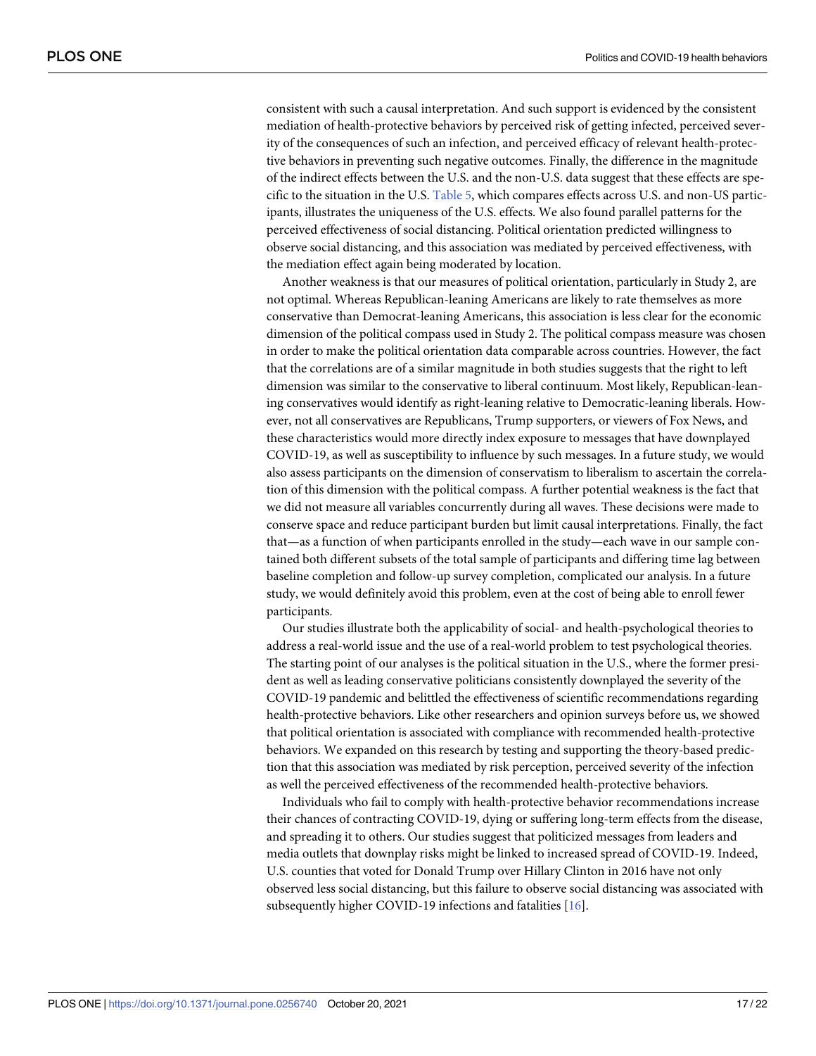consistent with such a causal interpretation. And such support is evidenced by the consistent mediation of health-protective behaviors by perceived risk of getting infected, perceived severity of the consequences of such an infection, and perceived efficacy of relevant health-protective behaviors in preventing such negative outcomes. Finally, the difference in the magnitude of the indirect effects between the U.S. and the non-U.S. data suggest that these effects are specific to the situation in the U.S. Table 5, which compares effects across U.S. and non-US participants, illustrates the uniqueness of the U.S. effects. We also found parallel patterns for the perceived effectiveness of social distancing. Political orientation predicted willingness to observe social distancing, and this association was mediated by perceived effectiveness, with the mediation effect again being moderated by location.

Another weakness is that our measures of political orientation, particularly in Study 2, are not optimal. Whereas Republican-leaning Americans are likely to rate themselves as more conservative than Democrat-leaning Americans, this association is less clear for the economic dimension of the political compass used in Study 2. The political compass measure was chosen in order to make the political orientation data comparable across countries. However, the fact that the correlations are of a similar magnitude in both studies suggests that the right to left dimension was similar to the conservative to liberal continuum. Most likely, Republican-leaning conservatives would identify as right-leaning relative to Democratic-leaning liberals. However, not all conservatives are Republicans, Trump supporters, or viewers of Fox News, and these characteristics would more directly index exposure to messages that have downplayed COVID-19, as well as susceptibility to influence by such messages. In a future study, we would also assess participants on the dimension of conservatism to liberalism to ascertain the correlation of this dimension with the political compass. A further potential weakness is the fact that we did not measure all variables concurrently during all waves. These decisions were made to conserve space and reduce participant burden but limit causal interpretations. Finally, the fact that—as a function of when participants enrolled in the study—each wave in our sample contained both different subsets of the total sample of participants and differing time lag between baseline completion and follow-up survey completion, complicated our analysis. In a future study, we would definitely avoid this problem, even at the cost of being able to enroll fewer participants.

Our studies illustrate both the applicability of social- and health-psychological theories to address a real-world issue and the use of a real-world problem to test psychological theories. The starting point of our analyses is the political situation in the U.S., where the former president as well as leading conservative politicians consistently downplayed the severity of the COVID-19 pandemic and belittled the effectiveness of scientific recommendations regarding health-protective behaviors. Like other researchers and opinion surveys before us, we showed that political orientation is associated with compliance with recommended health-protective behaviors. We expanded on this research by testing and supporting the theory-based prediction that this association was mediated by risk perception, perceived severity of the infection as well the perceived effectiveness of the recommended health-protective behaviors.

Individuals who fail to comply with health-protective behavior recommendations increase their chances of contracting COVID-19, dying or suffering long-term effects from the disease, and spreading it to others. Our studies suggest that politicized messages from leaders and media outlets that downplay risks might be linked to increased spread of COVID-19. Indeed, U.S. counties that voted for Donald Trump over Hillary Clinton in 2016 have not only observed less social distancing, but this failure to observe social distancing was associated with subsequently higher COVID-19 infections and fatalities [16].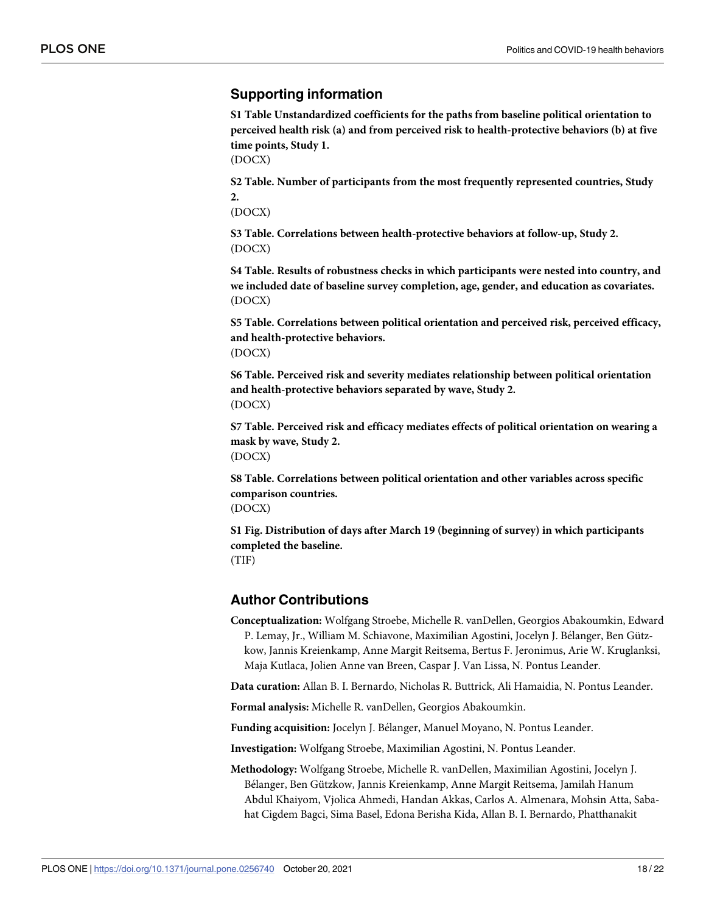## Supporting information

**S1 Table Unstandardized coefficients for the paths from baseline political orientation to perceived health risk (a) and from perceived risk to health-protective behaviors (b) at five time points, Study 1.**
(DOCX)

**S2 Table. Number of participants from the most frequently represented countries, Study 2.**
(DOCX)

**S3 Table. Correlations between health-protective behaviors at follow-up, Study 2.**
(DOCX)

**S4 Table. Results of robustness checks in which participants were nested into country, and we included date of baseline survey completion, age, gender, and education as covariates.**
(DOCX)

**S5 Table. Correlations between political orientation and perceived risk, perceived efficacy, and health-protective behaviors.**
(DOCX)

**S6 Table. Perceived risk and severity mediates relationship between political orientation and health-protective behaviors separated by wave, Study 2.**
(DOCX)

**S7 Table. Perceived risk and efficacy mediates effects of political orientation on wearing a mask by wave, Study 2.**
(DOCX)

**S8 Table. Correlations between political orientation and other variables across specific comparison countries.**
(DOCX)

**S1 Fig. Distribution of days after March 19 (beginning of survey) in which participants completed the baseline.**
(TIF)

## Author Contributions

**Conceptualization:** Wolfgang Stroebe, Michelle R. vanDellen, Georgios Abakoumkin, Edward P. Lemay, Jr., William M. Schiavone, Maximilian Agostini, Jocelyn J. Bélanger, Ben Gützkow, Jannis Kreienkamp, Anne Margit Reitsema, Bertus F. Jeronimus, Arie W. Kruglanksi, Maja Kutlaca, Jolien Anne van Breen, Caspar J. Van Lissa, N. Pontus Leander.

**Data curation:** Allan B. I. Bernardo, Nicholas R. Buttrick, Ali Hamaidia, N. Pontus Leander.

**Formal analysis:** Michelle R. vanDellen, Georgios Abakoumkin.

**Funding acquisition:** Jocelyn J. Bélanger, Manuel Moyano, N. Pontus Leander.

**Investigation:** Wolfgang Stroebe, Maximilian Agostini, N. Pontus Leander.

**Methodology:** Wolfgang Stroebe, Michelle R. vanDellen, Maximilian Agostini, Jocelyn J. Bélanger, Ben Gützkow, Jannis Kreienkamp, Anne Margit Reitsema, Jamilah Hanum Abdul Khaiyom, Vjolica Ahmedi, Handan Akkas, Carlos A. Almenara, Mohsin Atta, Sabahat Cigdem Bagci, Sima Basel, Edona Berisha Kida, Allan B. I. Bernardo, Phatthanakit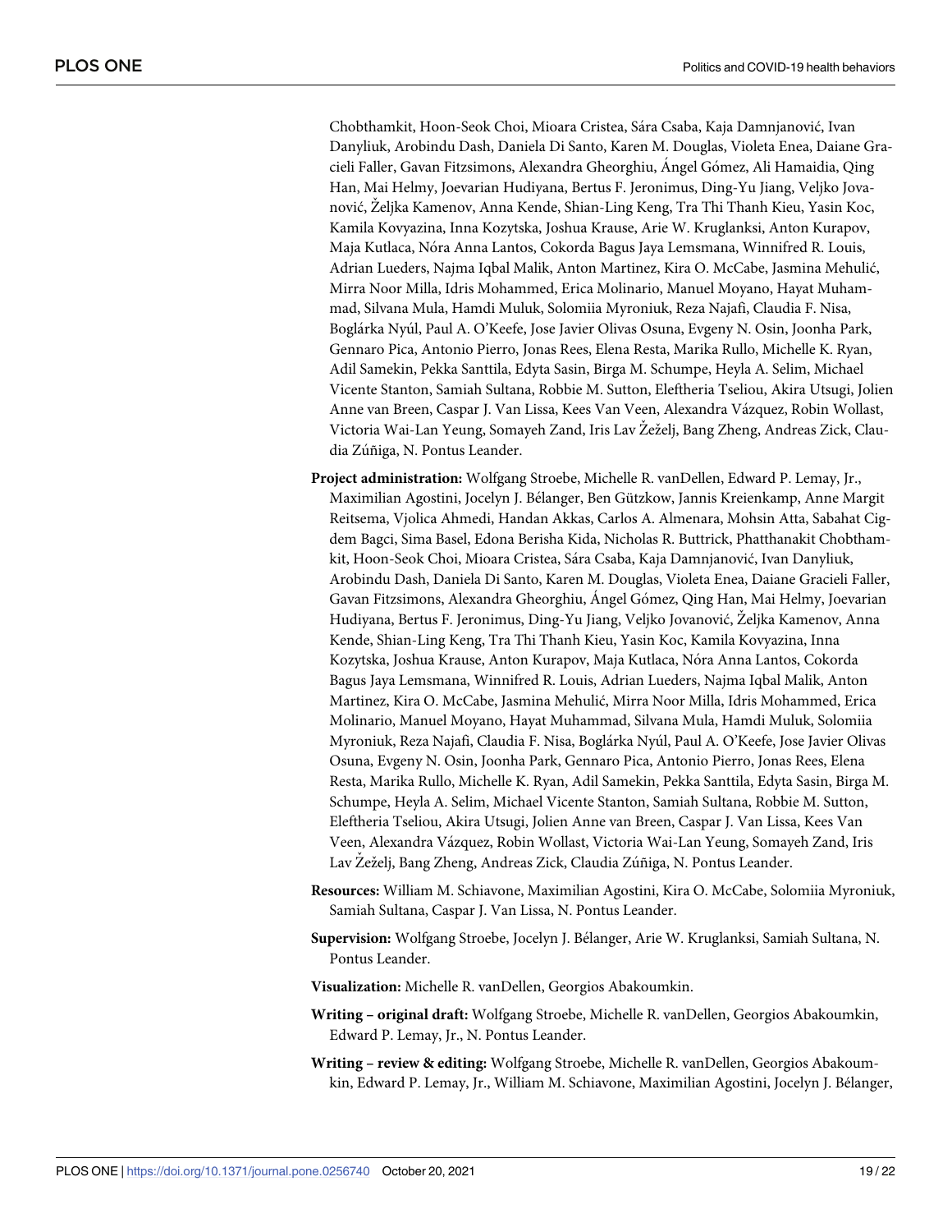Chobthamkit, Hoon-Seok Choi, Mioara Cristea, Sára Csaba, Kaja Damnjanović, Ivan Danyliuk, Arobindu Dash, Daniela Di Santo, Karen M. Douglas, Violeta Enea, Daiane Gracieli Faller, Gavan Fitzsimons, Alexandra Gheorghiu, Ángel Gómez, Ali Hamaidia, Qing Han, Mai Helmy, Joevarian Hudiyana, Bertus F. Jeronimus, Ding-Yu Jiang, Veljko Jovanović, Željka Kamenov, Anna Kende, Shian-Ling Keng, Tra Thi Thanh Kieu, Yasin Koc, Kamila Kovyazina, Inna Kozytska, Joshua Krause, Arie W. Kruglanksi, Anton Kurapov, Maja Kutlaca, Nóra Anna Lantos, Cokorda Bagus Jaya Lemsmana, Winnifred R. Louis, Adrian Lueders, Najma Iqbal Malik, Anton Martinez, Kira O. McCabe, Jasmina Mehulić, Mirra Noor Milla, Idris Mohammed, Erica Molinario, Manuel Moyano, Hayat Muhammad, Silvana Mula, Hamdi Muluk, Solomiia Myroniuk, Reza Najafi, Claudia F. Nisa, Boglárka Nyúl, Paul A. O'Keefe, Jose Javier Olivas Osuna, Evgeny N. Osin, Joonha Park, Gennaro Pica, Antonio Pierro, Jonas Rees, Elena Resta, Marika Rullo, Michelle K. Ryan, Adil Samekin, Pekka Santtila, Edyta Sasin, Birga M. Schumpe, Heyla A. Selim, Michael Vicente Stanton, Samiah Sultana, Robbie M. Sutton, Eleftheria Tseliou, Akira Utsugi, Jolien Anne van Breen, Caspar J. Van Lissa, Kees Van Veen, Alexandra Vázquez, Robin Wollast, Victoria Wai-Lan Yeung, Somayeh Zand, Iris Lav Žeželj, Bang Zheng, Andreas Zick, Claudia Zúñiga, N. Pontus Leander.

**Project administration:** Wolfgang Stroebe, Michelle R. vanDellen, Edward P. Lemay, Jr., Maximilian Agostini, Jocelyn J. Bélanger, Ben Gützkow, Jannis Kreienkamp, Anne Margit Reitsema, Vjolica Ahmedi, Handan Akkas, Carlos A. Almenara, Mohsin Atta, Sabahat Cigdem Bagci, Sima Basel, Edona Berisha Kida, Nicholas R. Buttrick, Phatthanakit Chobthamkit, Hoon-Seok Choi, Mioara Cristea, Sára Csaba, Kaja Damnjanović, Ivan Danyliuk, Arobindu Dash, Daniela Di Santo, Karen M. Douglas, Violeta Enea, Daiane Gracieli Faller, Gavan Fitzsimons, Alexandra Gheorghiu, Ángel Gómez, Qing Han, Mai Helmy, Joevarian Hudiyana, Bertus F. Jeronimus, Ding-Yu Jiang, Veljko Jovanović, Željka Kamenov, Anna Kende, Shian-Ling Keng, Tra Thi Thanh Kieu, Yasin Koc, Kamila Kovyazina, Inna Kozytska, Joshua Krause, Anton Kurapov, Maja Kutlaca, Nóra Anna Lantos, Cokorda Bagus Jaya Lemsmana, Winnifred R. Louis, Adrian Lueders, Najma Iqbal Malik, Anton Martinez, Kira O. McCabe, Jasmina Mehulić, Mirra Noor Milla, Idris Mohammed, Erica Molinario, Manuel Moyano, Hayat Muhammad, Silvana Mula, Hamdi Muluk, Solomiia Myroniuk, Reza Najafi, Claudia F. Nisa, Boglárka Nyúl, Paul A. O'Keefe, Jose Javier Olivas Osuna, Evgeny N. Osin, Joonha Park, Gennaro Pica, Antonio Pierro, Jonas Rees, Elena Resta, Marika Rullo, Michelle K. Ryan, Adil Samekin, Pekka Santtila, Edyta Sasin, Birga M. Schumpe, Heyla A. Selim, Michael Vicente Stanton, Samiah Sultana, Robbie M. Sutton, Eleftheria Tseliou, Akira Utsugi, Jolien Anne van Breen, Caspar J. Van Lissa, Kees Van Veen, Alexandra Vázquez, Robin Wollast, Victoria Wai-Lan Yeung, Somayeh Zand, Iris Lav Žeželj, Bang Zheng, Andreas Zick, Claudia Zúñiga, N. Pontus Leander.

**Resources:** William M. Schiavone, Maximilian Agostini, Kira O. McCabe, Solomiia Myroniuk, Samiah Sultana, Caspar J. Van Lissa, N. Pontus Leander.

**Supervision:** Wolfgang Stroebe, Jocelyn J. Bélanger, Arie W. Kruglanksi, Samiah Sultana, N. Pontus Leander.

**Visualization:** Michelle R. vanDellen, Georgios Abakoumkin.

**Writing – original draft:** Wolfgang Stroebe, Michelle R. vanDellen, Georgios Abakoumkin, Edward P. Lemay, Jr., N. Pontus Leander.

**Writing – review & editing:** Wolfgang Stroebe, Michelle R. vanDellen, Georgios Abakoumkin, Edward P. Lemay, Jr., William M. Schiavone, Maximilian Agostini, Jocelyn J. Bélanger,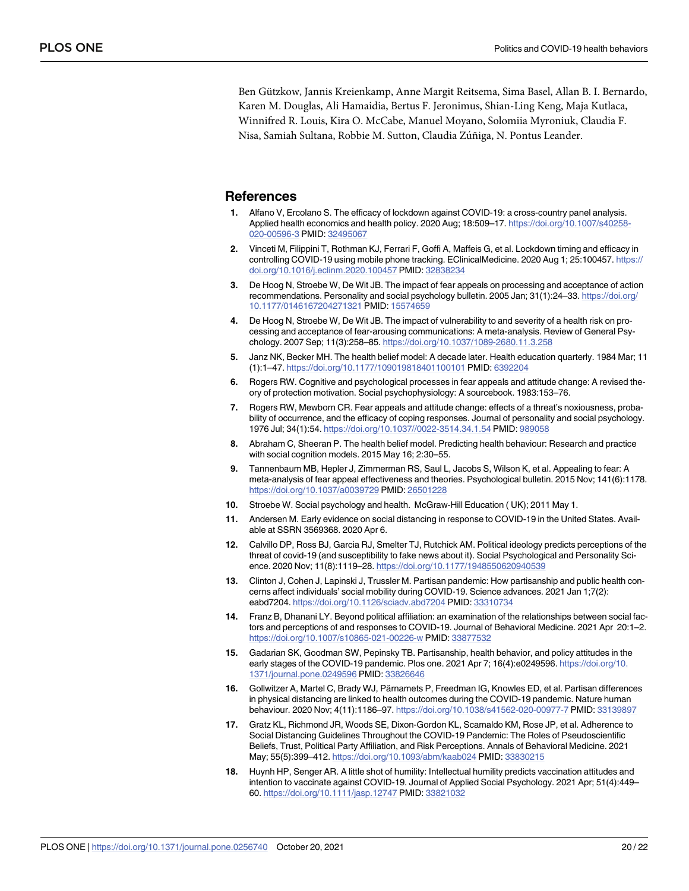Ben Gützkow, Jannis Kreienkamp, Anne Margit Reitsema, Sima Basel, Allan B. I. Bernardo, Karen M. Douglas, Ali Hamaidia, Bertus F. Jeronimus, Shian-Ling Keng, Maja Kutlaca, Winnifred R. Louis, Kira O. McCabe, Manuel Moyano, Solomiia Myroniuk, Claudia F. Nisa, Samiah Sultana, Robbie M. Sutton, Claudia Zúñiga, N. Pontus Leander.

## References

1. Alfano V, Ercolano S. The efficacy of lockdown against COVID-19: a cross-country panel analysis. Applied health economics and health policy. 2020 Aug; 18:509–17. https://doi.org/10.1007/s40258-020-00596-3 PMID: 32495067
2. Vinceti M, Filippini T, Rothman KJ, Ferrari F, Goffi A, Maffeis G, et al. Lockdown timing and efficacy in controlling COVID-19 using mobile phone tracking. EClinicalMedicine. 2020 Aug 1; 25:100457. https://doi.org/10.1016/j.eclinm.2020.100457 PMID: 32838234
3. De Hoog N, Stroebe W, De Wit JB. The impact of fear appeals on processing and acceptance of action recommendations. Personality and social psychology bulletin. 2005 Jan; 31(1):24–33. https://doi.org/10.1177/0146167204271321 PMID: 15574659
4. De Hoog N, Stroebe W, De Wit JB. The impact of vulnerability to and severity of a health risk on processing and acceptance of fear-arousing communications: A meta-analysis. Review of General Psychology. 2007 Sep; 11(3):258–85. https://doi.org/10.1037/1089-2680.11.3.258
5. Janz NK, Becker MH. The health belief model: A decade later. Health education quarterly. 1984 Mar; 11 (1):1–47. https://doi.org/10.1177/109019818401100101 PMID: 6392204
6. Rogers RW. Cognitive and psychological processes in fear appeals and attitude change: A revised theory of protection motivation. Social psychophysiology: A sourcebook. 1983:153–76.
7. Rogers RW, Mewborn CR. Fear appeals and attitude change: effects of a threat's noxiousness, probability of occurrence, and the efficacy of coping responses. Journal of personality and social psychology. 1976 Jul; 34(1):54. https://doi.org/10.1037//0022-3514.34.1.54 PMID: 989058
8. Abraham C, Sheeran P. The health belief model. Predicting health behaviour: Research and practice with social cognition models. 2015 May 16; 2:30–55.
9. Tannenbaum MB, Hepler J, Zimmerman RS, Saul L, Jacobs S, Wilson K, et al. Appealing to fear: A meta-analysis of fear appeal effectiveness and theories. Psychological bulletin. 2015 Nov; 141(6):1178. https://doi.org/10.1037/a0039729 PMID: 26501228
10. Stroebe W. Social psychology and health. McGraw-Hill Education ( UK); 2011 May 1.
11. Andersen M. Early evidence on social distancing in response to COVID-19 in the United States. Available at SSRN 3569368. 2020 Apr 6.
12. Calvillo DP, Ross BJ, Garcia RJ, Smelter TJ, Rutchick AM. Political ideology predicts perceptions of the threat of covid-19 (and susceptibility to fake news about it). Social Psychological and Personality Science. 2020 Nov; 11(8):1119–28. https://doi.org/10.1177/1948550620940539
13. Clinton J, Cohen J, Lapinski J, Trussler M. Partisan pandemic: How partisanship and public health concerns affect individuals' social mobility during COVID-19. Science advances. 2021 Jan 1;7(2): eabd7204. https://doi.org/10.1126/sciadv.abd7204 PMID: 33310734
14. Franz B, Dhanani LY. Beyond political affiliation: an examination of the relationships between social factors and perceptions of and responses to COVID-19. Journal of Behavioral Medicine. 2021 Apr 20:1–2. https://doi.org/10.1007/s10865-021-00226-w PMID: 33877532
15. Gadarian SK, Goodman SW, Pepinsky TB. Partisanship, health behavior, and policy attitudes in the early stages of the COVID-19 pandemic. Plos one. 2021 Apr 7; 16(4):e0249596. https://doi.org/10.1371/journal.pone.0249596 PMID: 33826646
16. Gollwitzer A, Martel C, Brady WJ, Pärnamets P, Freedman IG, Knowles ED, et al. Partisan differences in physical distancing are linked to health outcomes during the COVID-19 pandemic. Nature human behaviour. 2020 Nov; 4(11):1186–97. https://doi.org/10.1038/s41562-020-00977-7 PMID: 33139897
17. Gratz KL, Richmond JR, Woods SE, Dixon-Gordon KL, Scamaldo KM, Rose JP, et al. Adherence to Social Distancing Guidelines Throughout the COVID-19 Pandemic: The Roles of Pseudoscientific Beliefs, Trust, Political Party Affiliation, and Risk Perceptions. Annals of Behavioral Medicine. 2021 May; 55(5):399–412. https://doi.org/10.1093/abm/kaab024 PMID: 33830215
18. Huynh HP, Senger AR. A little shot of humility: Intellectual humility predicts vaccination attitudes and intention to vaccinate against COVID-19. Journal of Applied Social Psychology. 2021 Apr; 51(4):449–60. https://doi.org/10.1111/jasp.12747 PMID: 33821032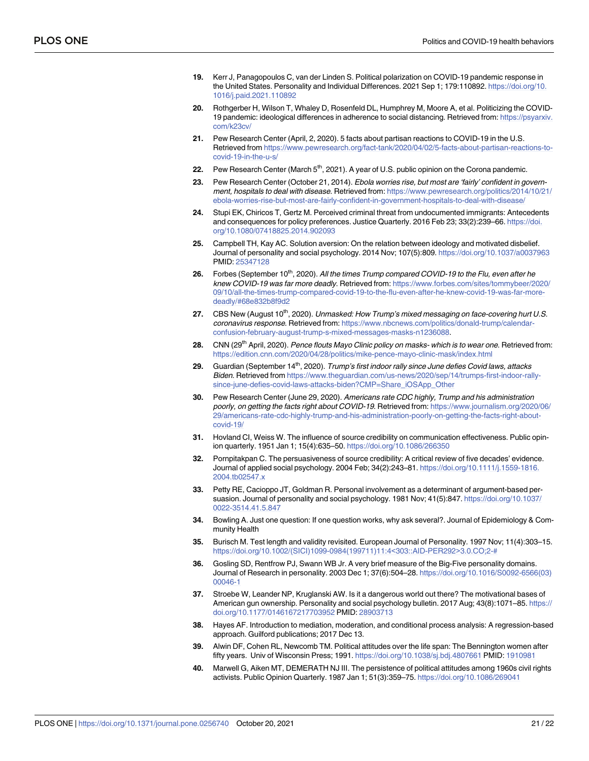19. Kerr J, Panagopoulos C, van der Linden S. Political polarization on COVID-19 pandemic response in the United States. Personality and Individual Differences. 2021 Sep 1; 179:110892. https://doi.org/10.1016/j.paid.2021.110892

20. Rothgerber H, Wilson T, Whaley D, Rosenfeld DL, Humphrey M, Moore A, et al. Politicizing the COVID-19 pandemic: ideological differences in adherence to social distancing. Retrieved from: https://psyarxiv.com/k23cv/

21. Pew Research Center (April, 2, 2020). 5 facts about partisan reactions to COVID-19 in the U.S. Retrieved from https://www.pewresearch.org/fact-tank/2020/04/02/5-facts-about-partisan-reactions-to-covid-19-in-the-u-s/

22. Pew Research Center (March 5th, 2021). A year of U.S. public opinion on the Corona pandemic.

23. Pew Research Center (October 21, 2014). *Ebola worries rise, but most are 'fairly' confident in government, hospitals to deal with disease*. Retrieved from: https://www.pewresearch.org/politics/2014/10/21/ebola-worries-rise-but-most-are-fairly-confident-in-government-hospitals-to-deal-with-disease/

24. Stupi EK, Chiricos T, Gertz M. Perceived criminal threat from undocumented immigrants: Antecedents and consequences for policy preferences. Justice Quarterly. 2016 Feb 23; 33(2):239–66. https://doi.org/10.1080/07418825.2014.902093

25. Campbell TH, Kay AC. Solution aversion: On the relation between ideology and motivated disbelief. Journal of personality and social psychology. 2014 Nov; 107(5):809. https://doi.org/10.1037/a0037963 PMID: 25347128

26. Forbes (September 10th, 2020). *All the times Trump compared COVID-19 to the Flu, even after he knew COVID-19 was far more deadly*. Retrieved from: https://www.forbes.com/sites/tommybeer/2020/09/10/all-the-times-trump-compared-covid-19-to-the-flu-even-after-he-knew-covid-19-was-far-more-deadly/#68e832b8f9d2

27. CBS New (August 10th, 2020). *Unmasked: How Trump's mixed messaging on face-covering hurt U.S. coronavirus response*. Retrieved from: https://www.nbcnews.com/politics/donald-trump/calendar-confusion-february-august-trump-s-mixed-messages-masks-n1236088.

28. CNN (29th April, 2020). *Pence flouts Mayo Clinic policy on masks- which is to wear one*. Retrieved from: https://edition.cnn.com/2020/04/28/politics/mike-pence-mayo-clinic-mask/index.html

29. Guardian (September 14th, 2020). *Trump's first indoor rally since June defies Covid laws, attacks Biden*. Retrieved from https://www.theguardian.com/us-news/2020/sep/14/trumps-first-indoor-rally-since-june-defies-covid-laws-attacks-biden?CMP=Share_iOSApp_Other

30. Pew Research Center (June 29, 2020). *Americans rate CDC highly, Trump and his administration poorly, on getting the facts right about COVID-19*. Retrieved from: https://www.journalism.org/2020/06/29/americans-rate-cdc-highly-trump-and-his-administration-poorly-on-getting-the-facts-right-about-covid-19/

31. Hovland CI, Weiss W. The influence of source credibility on communication effectiveness. Public opinion quarterly. 1951 Jan 1; 15(4):635–50. https://doi.org/10.1086/266350

32. Pornpitakpan C. The persuasiveness of source credibility: A critical review of five decades' evidence. Journal of applied social psychology. 2004 Feb; 34(2):243–81. https://doi.org/10.1111/j.1559-1816.2004.tb02547.x

33. Petty RE, Cacioppo JT, Goldman R. Personal involvement as a determinant of argument-based persuasion. Journal of personality and social psychology. 1981 Nov; 41(5):847. https://doi.org/10.1037/0022-3514.41.5.847

34. Bowling A. Just one question: If one question works, why ask several?. Journal of Epidemiology & Community Health

35. Burisch M. Test length and validity revisited. European Journal of Personality. 1997 Nov; 11(4):303–15. https://doi.org/10.1002/(SICI)1099-0984(199711)11:4<303::AID-PER292>3.0.CO;2-#

36. Gosling SD, Rentfrow PJ, Swann WB Jr. A very brief measure of the Big-Five personality domains. Journal of Research in personality. 2003 Dec 1; 37(6):504–28. https://doi.org/10.1016/S0092-6566(03)00046-1

37. Stroebe W, Leander NP, Kruglanski AW. Is it a dangerous world out there? The motivational bases of American gun ownership. Personality and social psychology bulletin. 2017 Aug; 43(8):1071–85. https://doi.org/10.1177/0146167217703952 PMID: 28903713

38. Hayes AF. Introduction to mediation, moderation, and conditional process analysis: A regression-based approach. Guilford publications; 2017 Dec 13.

39. Alwin DF, Cohen RL, Newcomb TM. Political attitudes over the life span: The Bennington women after fifty years. Univ of Wisconsin Press; 1991. https://doi.org/10.1038/sj.bdj.4807661 PMID: 1910981

40. Marwell G, Aiken MT, DEMERATH NJ III. The persistence of political attitudes among 1960s civil rights activists. Public Opinion Quarterly. 1987 Jan 1; 51(3):359–75. https://doi.org/10.1086/269041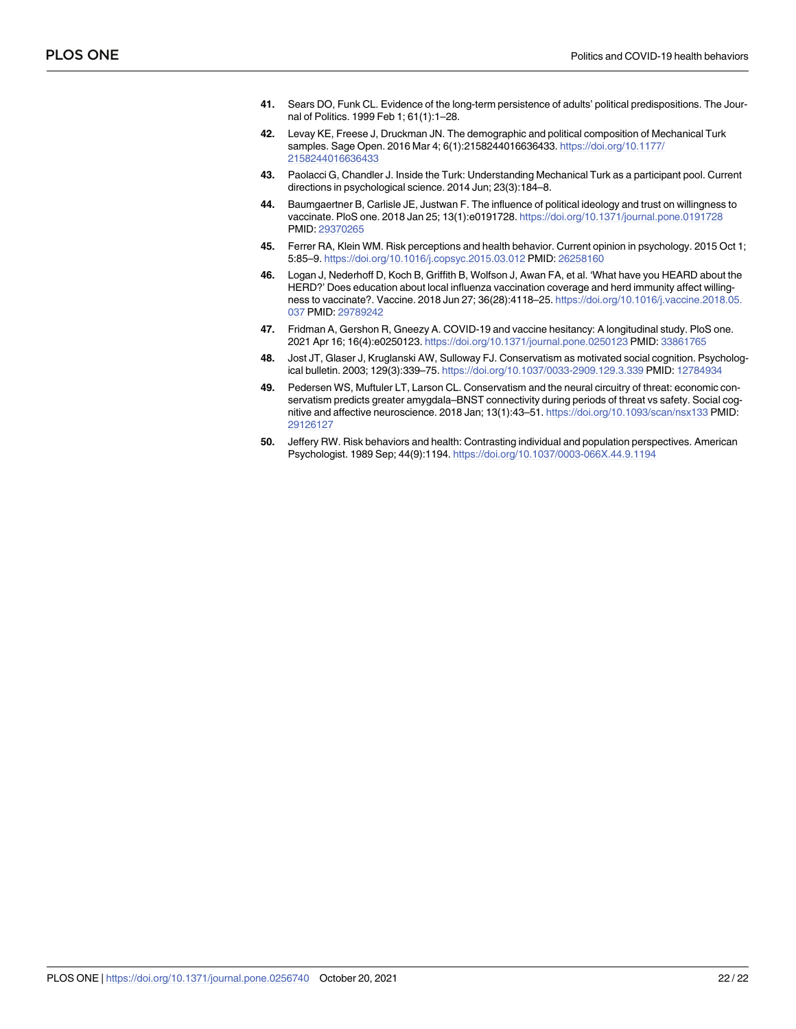41. Sears DO, Funk CL. Evidence of the long-term persistence of adults' political predispositions. The Journal of Politics. 1999 Feb 1; 61(1):1–28.
42. Levay KE, Freese J, Druckman JN. The demographic and political composition of Mechanical Turk samples. Sage Open. 2016 Mar 4; 6(1):2158244016636433. https://doi.org/10.1177/2158244016636433
43. Paolacci G, Chandler J. Inside the Turk: Understanding Mechanical Turk as a participant pool. Current directions in psychological science. 2014 Jun; 23(3):184–8.
44. Baumgaertner B, Carlisle JE, Justwan F. The influence of political ideology and trust on willingness to vaccinate. PloS one. 2018 Jan 25; 13(1):e0191728. https://doi.org/10.1371/journal.pone.0191728 PMID: 29370265
45. Ferrer RA, Klein WM. Risk perceptions and health behavior. Current opinion in psychology. 2015 Oct 1; 5:85–9. https://doi.org/10.1016/j.copsyc.2015.03.012 PMID: 26258160
46. Logan J, Nederhoff D, Koch B, Griffith B, Wolfson J, Awan FA, et al. 'What have you HEARD about the HERD?' Does education about local influenza vaccination coverage and herd immunity affect willingness to vaccinate?. Vaccine. 2018 Jun 27; 36(28):4118–25. https://doi.org/10.1016/j.vaccine.2018.05.037 PMID: 29789242
47. Fridman A, Gershon R, Gneezy A. COVID-19 and vaccine hesitancy: A longitudinal study. PloS one. 2021 Apr 16; 16(4):e0250123. https://doi.org/10.1371/journal.pone.0250123 PMID: 33861765
48. Jost JT, Glaser J, Kruglanski AW, Sulloway FJ. Conservatism as motivated social cognition. Psychological bulletin. 2003; 129(3):339–75. https://doi.org/10.1037/0033-2909.129.3.339 PMID: 12784934
49. Pedersen WS, Muftuler LT, Larson CL. Conservatism and the neural circuitry of threat: economic conservatism predicts greater amygdala–BNST connectivity during periods of threat vs safety. Social cognitive and affective neuroscience. 2018 Jan; 13(1):43–51. https://doi.org/10.1093/scan/nsx133 PMID: 29126127
50. Jeffery RW. Risk behaviors and health: Contrasting individual and population perspectives. American Psychologist. 1989 Sep; 44(9):1194. https://doi.org/10.1037/0003-066X.44.9.1194